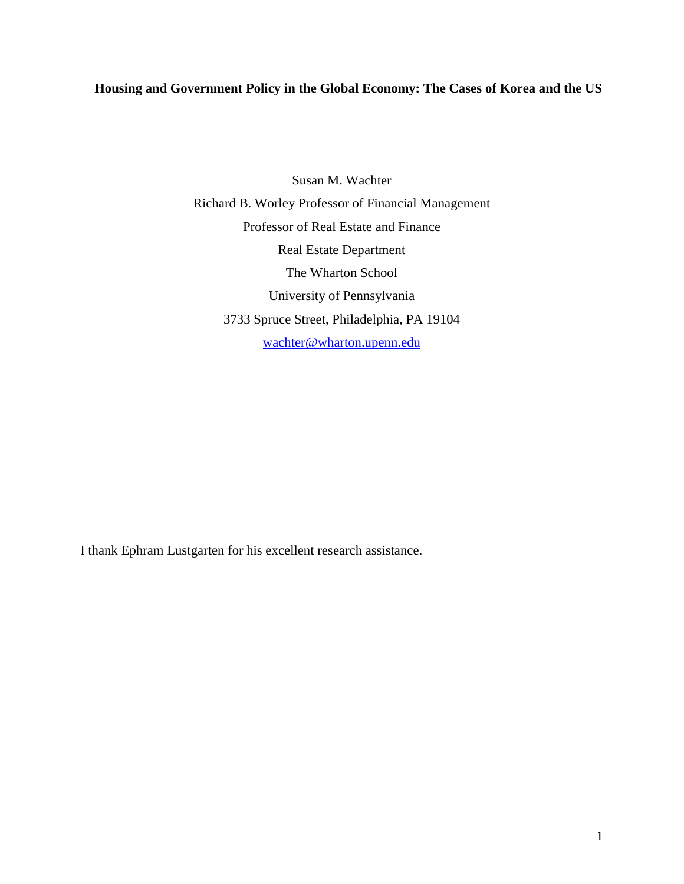# Housing and Government Policy in the Global Economy: The Cases of Korea and the US

Susan M. Wachter

Richard B. Worley Professor of Financial Management

Professor of Real Estate and Finance

Real Estate Department

The Wharton School

University of Pennsylvania

3733 Spruce Street, Philadelphia, PA 19104

wachter@wharton.upenn.edu

I thank Ephram Lustgarten for his excellent research assistance.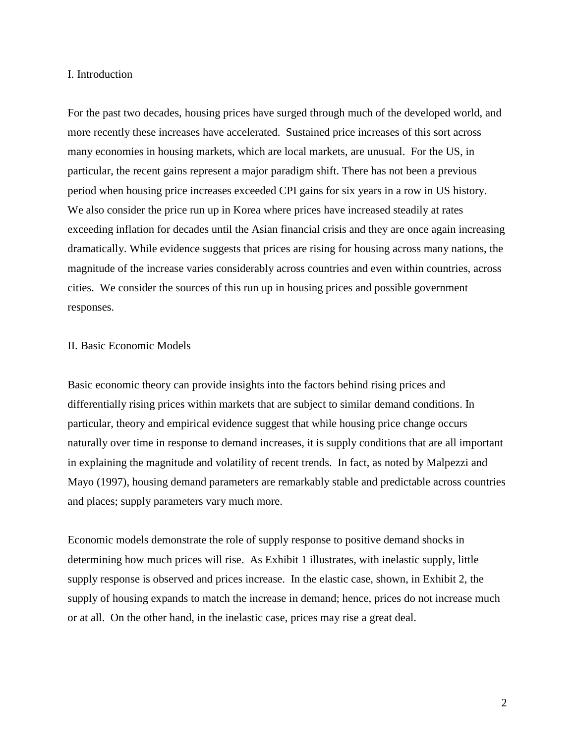## I. Introduction

For the past two decades, housing prices have surged through much of the developed world, and more recently these increases have accelerated. Sustained price increases of this sort across many economies in housing markets, which are local markets, are unusual. For the US, in particular, the recent gains represent a major paradigm shift. There has not been a previous period when housing price increases exceeded CPI gains for six years in a row in US history. We also consider the price run up in Korea where prices have increased steadily at rates exceeding inflation for decades until the Asian financial crisis and they are once again increasing dramatically. While evidence suggests that prices are rising for housing across many nations, the magnitude of the increase varies considerably across countries and even within countries, across cities. We consider the sources of this run up in housing prices and possible government responses.

## II. Basic Economic Models

Basic economic theory can provide insights into the factors behind rising prices and differentially rising prices within markets that are subject to similar demand conditions. In particular, theory and empirical evidence suggest that while housing price change occurs naturally over time in response to demand increases, it is supply conditions that are all important in explaining the magnitude and volatility of recent trends. In fact, as noted by Malpezzi and Mayo (1997), housing demand parameters are remarkably stable and predictable across countries and places; supply parameters vary much more.

Economic models demonstrate the role of supply response to positive demand shocks in determining how much prices will rise. As Exhibit 1 illustrates, with inelastic supply, little supply response is observed and prices increase. In the elastic case, shown, in Exhibit 2, the supply of housing expands to match the increase in demand; hence, prices do not increase much or at all. On the other hand, in the inelastic case, prices may rise a great deal.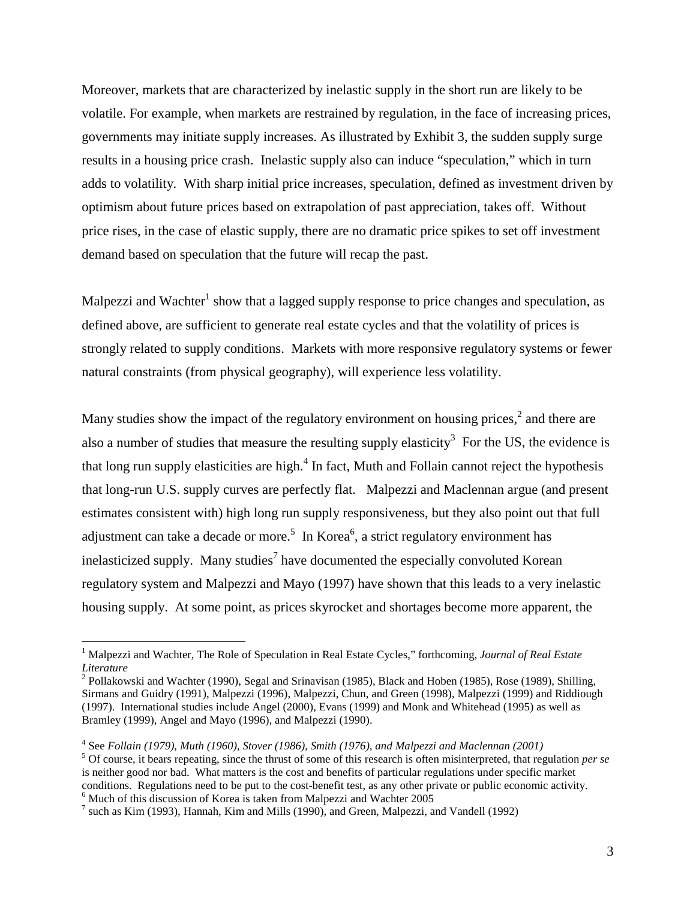Moreover, markets that are characterized by inelastic supply in the short run are likely to be volatile. For example, when markets are restrained by regulation, in the face of increasing prices, governments may initiate supply increases. As illustrated by Exhibit 3, the sudden supply surge results in a housing price crash. Inelastic supply also can induce "speculation," which in turn adds to volatility. With sharp initial price increases, speculation, defined as investment driven by optimism about future prices based on extrapolation of past appreciation, takes off. Without price rises, in the case of elastic supply, there are no dramatic price spikes to set off investment demand based on speculation that the future will recap the past.

Malpezzi and Wachter[1] show that a lagged supply response to price changes and speculation, as defined above, are sufficient to generate real estate cycles and that the volatility of prices is strongly related to supply conditions. Markets with more responsive regulatory systems or fewer natural constraints (from physical geography), will experience less volatility.

Many studies show the impact of the regulatory environment on housing prices,[2] and there are also a number of studies that measure the resulting supply elasticity[3] For the US, the evidence is that long run supply elasticities are high.[4] In fact, Muth and Follain cannot reject the hypothesis that long-run U.S. supply curves are perfectly flat. Malpezzi and Maclennan argue (and present estimates consistent with) high long run supply responsiveness, but they also point out that full adjustment can take a decade or more.[5] In Korea[6], a strict regulatory environment has inelasticized supply. Many studies[7] have documented the especially convoluted Korean regulatory system and Malpezzi and Mayo (1997) have shown that this leads to a very inelastic housing supply. At some point, as prices skyrocket and shortages become more apparent, the

---

[1] Malpezzi and Wachter, The Role of Speculation in Real Estate Cycles," forthcoming, *Journal of Real Estate Literature*

[2] Pollakowski and Wachter (1990), Segal and Srinavisan (1985), Black and Hoben (1985), Rose (1989), Shilling, Sirmans and Guidry (1991), Malpezzi (1996), Malpezzi, Chun, and Green (1998), Malpezzi (1999) and Riddiough (1997). International studies include Angel (2000), Evans (1999) and Monk and Whitehead (1995) as well as Bramley (1999), Angel and Mayo (1996), and Malpezzi (1990).

[4] See *Follain (1979), Muth (1960), Stover (1986), Smith (1976), and Malpezzi and Maclennan (2001)*

[5] Of course, it bears repeating, since the thrust of some of this research is often misinterpreted, that regulation *per se* is neither good nor bad. What matters is the cost and benefits of particular regulations under specific market conditions. Regulations need to be put to the cost-benefit test, as any other private or public economic activity.

[6] Much of this discussion of Korea is taken from Malpezzi and Wachter 2005

[7] such as Kim (1993), Hannah, Kim and Mills (1990), and Green, Malpezzi, and Vandell (1992)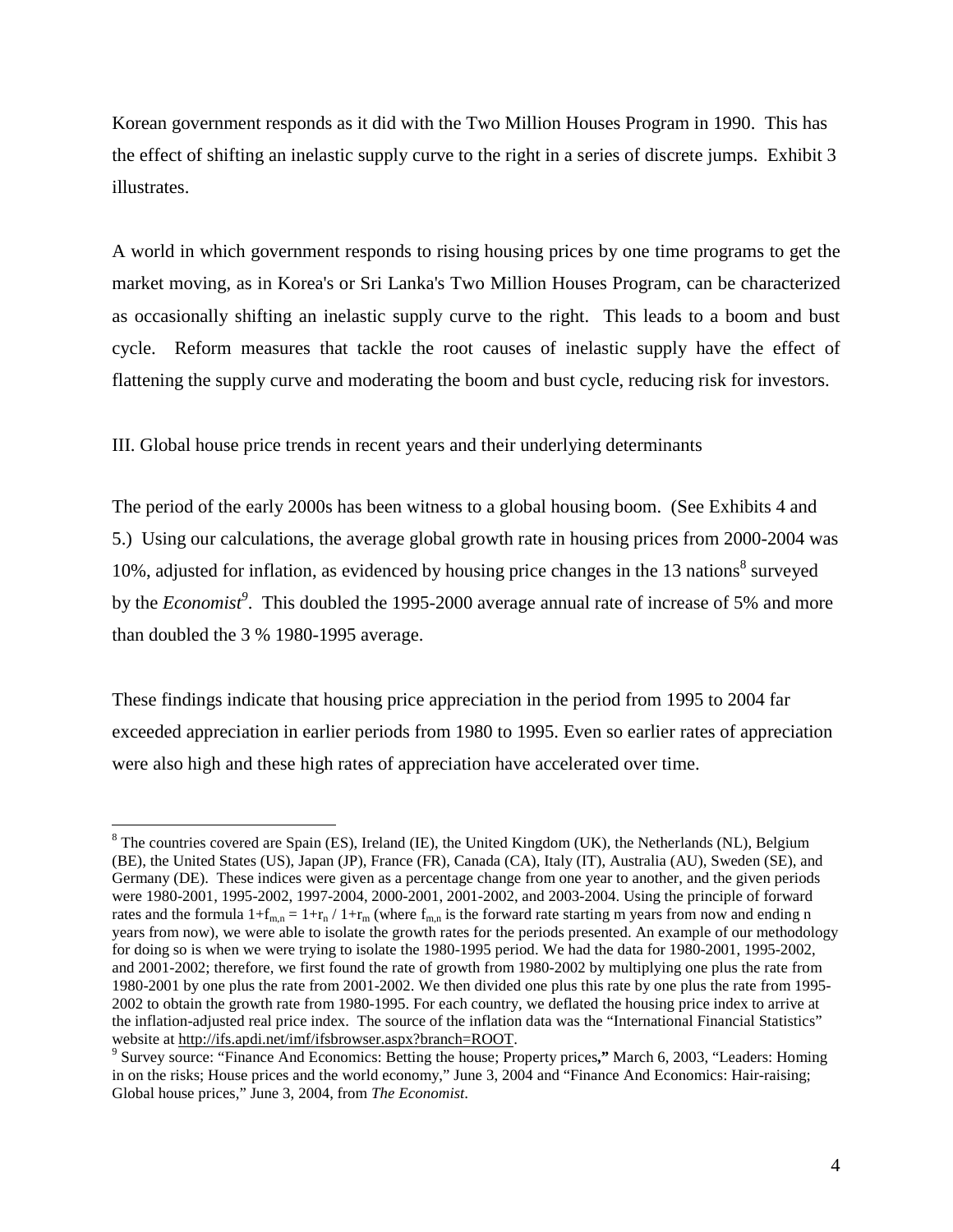Korean government responds as it did with the Two Million Houses Program in 1990. This has the effect of shifting an inelastic supply curve to the right in a series of discrete jumps. Exhibit 3 illustrates.

A world in which government responds to rising housing prices by one time programs to get the market moving, as in Korea's or Sri Lanka's Two Million Houses Program, can be characterized as occasionally shifting an inelastic supply curve to the right. This leads to a boom and bust cycle. Reform measures that tackle the root causes of inelastic supply have the effect of flattening the supply curve and moderating the boom and bust cycle, reducing risk for investors.

## III. Global house price trends in recent years and their underlying determinants

The period of the early 2000s has been witness to a global housing boom. (See Exhibits 4 and 5.) Using our calculations, the average global growth rate in housing prices from 2000-2004 was 10%, adjusted for inflation, as evidenced by housing price changes in the 13 nations[8] surveyed by the *Economist*[9]. This doubled the 1995-2000 average annual rate of increase of 5% and more than doubled the 3 % 1980-1995 average.

These findings indicate that housing price appreciation in the period from 1995 to 2004 far exceeded appreciation in earlier periods from 1980 to 1995. Even so earlier rates of appreciation were also high and these high rates of appreciation have accelerated over time.

---

[8] The countries covered are Spain (ES), Ireland (IE), the United Kingdom (UK), the Netherlands (NL), Belgium (BE), the United States (US), Japan (JP), France (FR), Canada (CA), Italy (IT), Australia (AU), Sweden (SE), and Germany (DE). These indices were given as a percentage change from one year to another, and the given periods were 1980-2001, 1995-2002, 1997-2004, 2000-2001, 2001-2002, and 2003-2004. Using the principle of forward rates and the formula $1+f_{m,n} = 1+r_n / 1+r_m$ (where $f_{m,n}$ is the forward rate starting m years from now and ending n years from now), we were able to isolate the growth rates for the periods presented. An example of our methodology for doing so is when we were trying to isolate the 1980-1995 period. We had the data for 1980-2001, 1995-2002, and 2001-2002; therefore, we first found the rate of growth from 1980-2002 by multiplying one plus the rate from 1980-2001 by one plus the rate from 2001-2002. We then divided one plus this rate by one plus the rate from 1995-2002 to obtain the growth rate from 1980-1995. For each country, we deflated the housing price index to arrive at the inflation-adjusted real price index. The source of the inflation data was the "International Financial Statistics" website at http://ifs.apdi.net/imf/ifsbrowser.aspx?branch=ROOT.

[9] Survey source: "Finance And Economics: Betting the house; Property prices**,"** March 6, 2003, "Leaders: Homing in on the risks; House prices and the world economy," June 3, 2004 and "Finance And Economics: Hair-raising; Global house prices," June 3, 2004, from *The Economist*.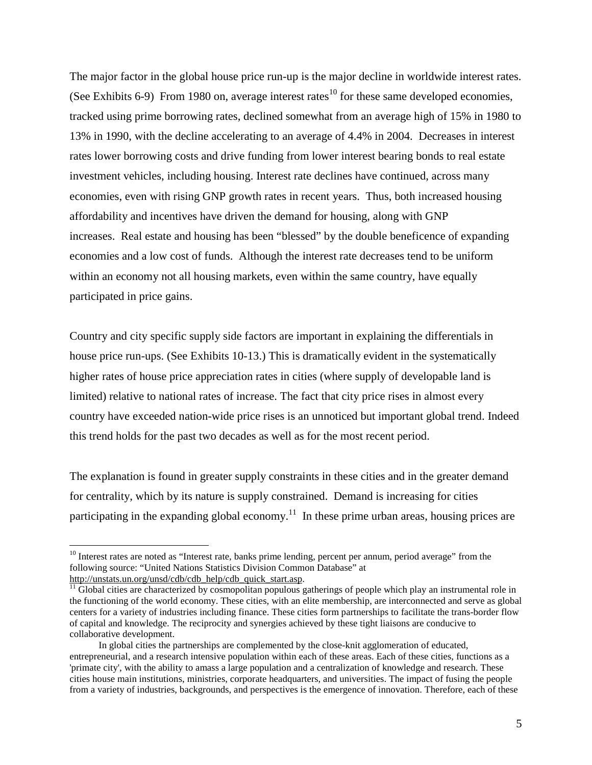The major factor in the global house price run-up is the major decline in worldwide interest rates. (See Exhibits 6-9) From 1980 on, average interest rates[10] for these same developed economies, tracked using prime borrowing rates, declined somewhat from an average high of 15% in 1980 to 13% in 1990, with the decline accelerating to an average of 4.4% in 2004. Decreases in interest rates lower borrowing costs and drive funding from lower interest bearing bonds to real estate investment vehicles, including housing. Interest rate declines have continued, across many economies, even with rising GNP growth rates in recent years. Thus, both increased housing affordability and incentives have driven the demand for housing, along with GNP increases. Real estate and housing has been "blessed" by the double beneficence of expanding economies and a low cost of funds. Although the interest rate decreases tend to be uniform within an economy not all housing markets, even within the same country, have equally participated in price gains.

Country and city specific supply side factors are important in explaining the differentials in house price run-ups. (See Exhibits 10-13.) This is dramatically evident in the systematically higher rates of house price appreciation rates in cities (where supply of developable land is limited) relative to national rates of increase. The fact that city price rises in almost every country have exceeded nation-wide price rises is an unnoticed but important global trend. Indeed this trend holds for the past two decades as well as for the most recent period.

The explanation is found in greater supply constraints in these cities and in the greater demand for centrality, which by its nature is supply constrained. Demand is increasing for cities participating in the expanding global economy.[11] In these prime urban areas, housing prices are

---

[10] Interest rates are noted as "Interest rate, banks prime lending, percent per annum, period average" from the following source: "United Nations Statistics Division Common Database" at http://unstats.un.org/unsd/cdb/cdb_help/cdb_quick_start.asp.

[11] Global cities are characterized by cosmopolitan populous gatherings of people which play an instrumental role in the functioning of the world economy. These cities, with an elite membership, are interconnected and serve as global centers for a variety of industries including finance. These cities form partnerships to facilitate the trans-border flow of capital and knowledge. The reciprocity and synergies achieved by these tight liaisons are conducive to collaborative development.

In global cities the partnerships are complemented by the close-knit agglomeration of educated, entrepreneurial, and a research intensive population within each of these areas. Each of these cities, functions as a 'primate city', with the ability to amass a large population and a centralization of knowledge and research. These cities house main institutions, ministries, corporate headquarters, and universities. The impact of fusing the people from a variety of industries, backgrounds, and perspectives is the emergence of innovation. Therefore, each of these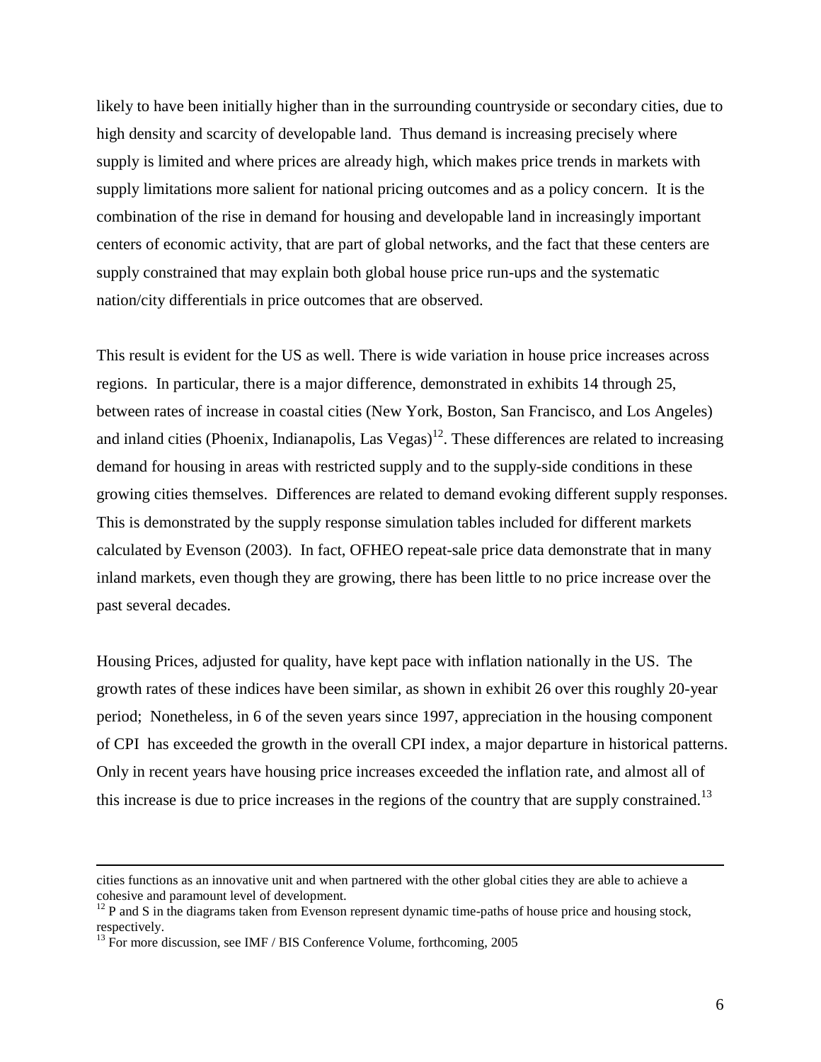likely to have been initially higher than in the surrounding countryside or secondary cities, due to high density and scarcity of developable land. Thus demand is increasing precisely where supply is limited and where prices are already high, which makes price trends in markets with supply limitations more salient for national pricing outcomes and as a policy concern. It is the combination of the rise in demand for housing and developable land in increasingly important centers of economic activity, that are part of global networks, and the fact that these centers are supply constrained that may explain both global house price run-ups and the systematic nation/city differentials in price outcomes that are observed.

This result is evident for the US as well. There is wide variation in house price increases across regions. In particular, there is a major difference, demonstrated in exhibits 14 through 25, between rates of increase in coastal cities (New York, Boston, San Francisco, and Los Angeles) and inland cities (Phoenix, Indianapolis, Las Vegas)[12]. These differences are related to increasing demand for housing in areas with restricted supply and to the supply-side conditions in these growing cities themselves. Differences are related to demand evoking different supply responses. This is demonstrated by the supply response simulation tables included for different markets calculated by Evenson (2003). In fact, OFHEO repeat-sale price data demonstrate that in many inland markets, even though they are growing, there has been little to no price increase over the past several decades.

Housing Prices, adjusted for quality, have kept pace with inflation nationally in the US. The growth rates of these indices have been similar, as shown in exhibit 26 over this roughly 20-year period; Nonetheless, in 6 of the seven years since 1997, appreciation in the housing component of CPI has exceeded the growth in the overall CPI index, a major departure in historical patterns. Only in recent years have housing price increases exceeded the inflation rate, and almost all of this increase is due to price increases in the regions of the country that are supply constrained.[13]

---

cities functions as an innovative unit and when partnered with the other global cities they are able to achieve a cohesive and paramount level of development.

[12] P and S in the diagrams taken from Evenson represent dynamic time-paths of house price and housing stock, respectively.

[13] For more discussion, see IMF / BIS Conference Volume, forthcoming, 2005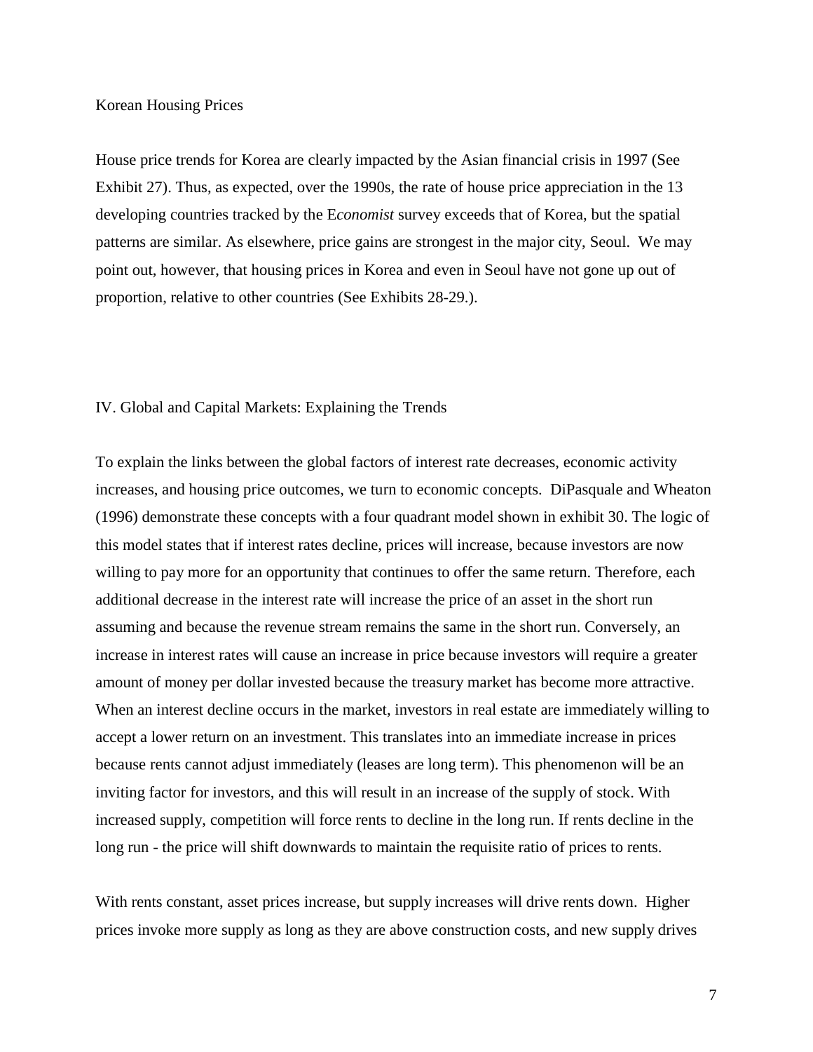Korean Housing Prices

House price trends for Korea are clearly impacted by the Asian financial crisis in 1997 (See Exhibit 27). Thus, as expected, over the 1990s, the rate of house price appreciation in the 13 developing countries tracked by the E*conomist* survey exceeds that of Korea, but the spatial patterns are similar. As elsewhere, price gains are strongest in the major city, Seoul. We may point out, however, that housing prices in Korea and even in Seoul have not gone up out of proportion, relative to other countries (See Exhibits 28-29.).

## IV. Global and Capital Markets: Explaining the Trends

To explain the links between the global factors of interest rate decreases, economic activity increases, and housing price outcomes, we turn to economic concepts. DiPasquale and Wheaton (1996) demonstrate these concepts with a four quadrant model shown in exhibit 30. The logic of this model states that if interest rates decline, prices will increase, because investors are now willing to pay more for an opportunity that continues to offer the same return. Therefore, each additional decrease in the interest rate will increase the price of an asset in the short run assuming and because the revenue stream remains the same in the short run. Conversely, an increase in interest rates will cause an increase in price because investors will require a greater amount of money per dollar invested because the treasury market has become more attractive. When an interest decline occurs in the market, investors in real estate are immediately willing to accept a lower return on an investment. This translates into an immediate increase in prices because rents cannot adjust immediately (leases are long term). This phenomenon will be an inviting factor for investors, and this will result in an increase of the supply of stock. With increased supply, competition will force rents to decline in the long run. If rents decline in the long run - the price will shift downwards to maintain the requisite ratio of prices to rents.

With rents constant, asset prices increase, but supply increases will drive rents down. Higher prices invoke more supply as long as they are above construction costs, and new supply drives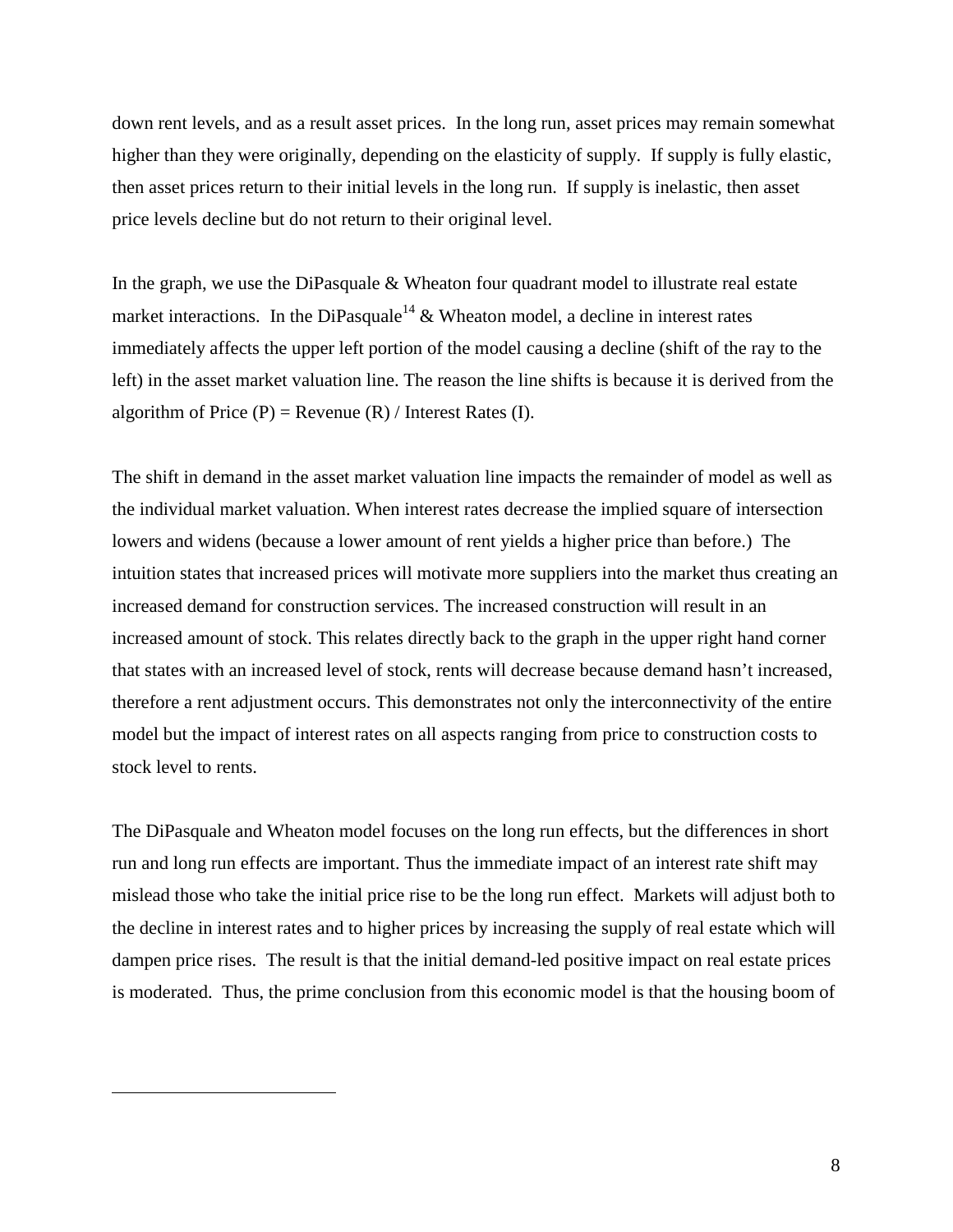down rent levels, and as a result asset prices. In the long run, asset prices may remain somewhat higher than they were originally, depending on the elasticity of supply. If supply is fully elastic, then asset prices return to their initial levels in the long run. If supply is inelastic, then asset price levels decline but do not return to their original level.

In the graph, we use the DiPasquale & Wheaton four quadrant model to illustrate real estate market interactions. In the DiPasquale[14] & Wheaton model, a decline in interest rates immediately affects the upper left portion of the model causing a decline (shift of the ray to the left) in the asset market valuation line. The reason the line shifts is because it is derived from the algorithm of Price (P) = Revenue (R) / Interest Rates (I).

The shift in demand in the asset market valuation line impacts the remainder of model as well as the individual market valuation. When interest rates decrease the implied square of intersection lowers and widens (because a lower amount of rent yields a higher price than before.) The intuition states that increased prices will motivate more suppliers into the market thus creating an increased demand for construction services. The increased construction will result in an increased amount of stock. This relates directly back to the graph in the upper right hand corner that states with an increased level of stock, rents will decrease because demand hasn't increased, therefore a rent adjustment occurs. This demonstrates not only the interconnectivity of the entire model but the impact of interest rates on all aspects ranging from price to construction costs to stock level to rents.

The DiPasquale and Wheaton model focuses on the long run effects, but the differences in short run and long run effects are important. Thus the immediate impact of an interest rate shift may mislead those who take the initial price rise to be the long run effect. Markets will adjust both to the decline in interest rates and to higher prices by increasing the supply of real estate which will dampen price rises. The result is that the initial demand-led positive impact on real estate prices is moderated. Thus, the prime conclusion from this economic model is that the housing boom of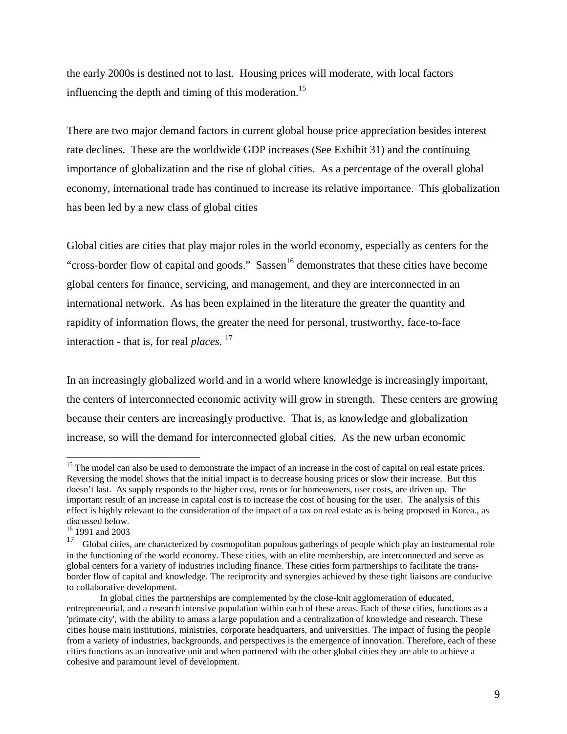the early 2000s is destined not to last. Housing prices will moderate, with local factors influencing the depth and timing of this moderation.[15]

There are two major demand factors in current global house price appreciation besides interest rate declines. These are the worldwide GDP increases (See Exhibit 31) and the continuing importance of globalization and the rise of global cities. As a percentage of the overall global economy, international trade has continued to increase its relative importance. This globalization has been led by a new class of global cities

Global cities are cities that play major roles in the world economy, especially as centers for the "cross-border flow of capital and goods." Sassen[16] demonstrates that these cities have become global centers for finance, servicing, and management, and they are interconnected in an international network. As has been explained in the literature the greater the quantity and rapidity of information flows, the greater the need for personal, trustworthy, face-to-face interaction - that is, for real *places*. [17]

In an increasingly globalized world and in a world where knowledge is increasingly important, the centers of interconnected economic activity will grow in strength. These centers are growing because their centers are increasingly productive. That is, as knowledge and globalization increase, so will the demand for interconnected global cities. As the new urban economic

---

[15] The model can also be used to demonstrate the impact of an increase in the cost of capital on real estate prices. Reversing the model shows that the initial impact is to decrease housing prices or slow their increase. But this doesn't last. As supply responds to the higher cost, rents or for homeowners, user costs, are driven up. The important result of an increase in capital cost is to increase the cost of housing for the user. The analysis of this effect is highly relevant to the consideration of the impact of a tax on real estate as is being proposed in Korea., as discussed below.

[16] 1991 and 2003

[17] Global cities, are characterized by cosmopolitan populous gatherings of people which play an instrumental role in the functioning of the world economy. These cities, with an elite membership, are interconnected and serve as global centers for a variety of industries including finance. These cities form partnerships to facilitate the trans-border flow of capital and knowledge. The reciprocity and synergies achieved by these tight liaisons are conducive to collaborative development.

In global cities the partnerships are complemented by the close-knit agglomeration of educated, entrepreneurial, and a research intensive population within each of these areas. Each of these cities, functions as a 'primate city', with the ability to amass a large population and a centralization of knowledge and research. These cities house main institutions, ministries, corporate headquarters, and universities. The impact of fusing the people from a variety of industries, backgrounds, and perspectives is the emergence of innovation. Therefore, each of these cities functions as an innovative unit and when partnered with the other global cities they are able to achieve a cohesive and paramount level of development.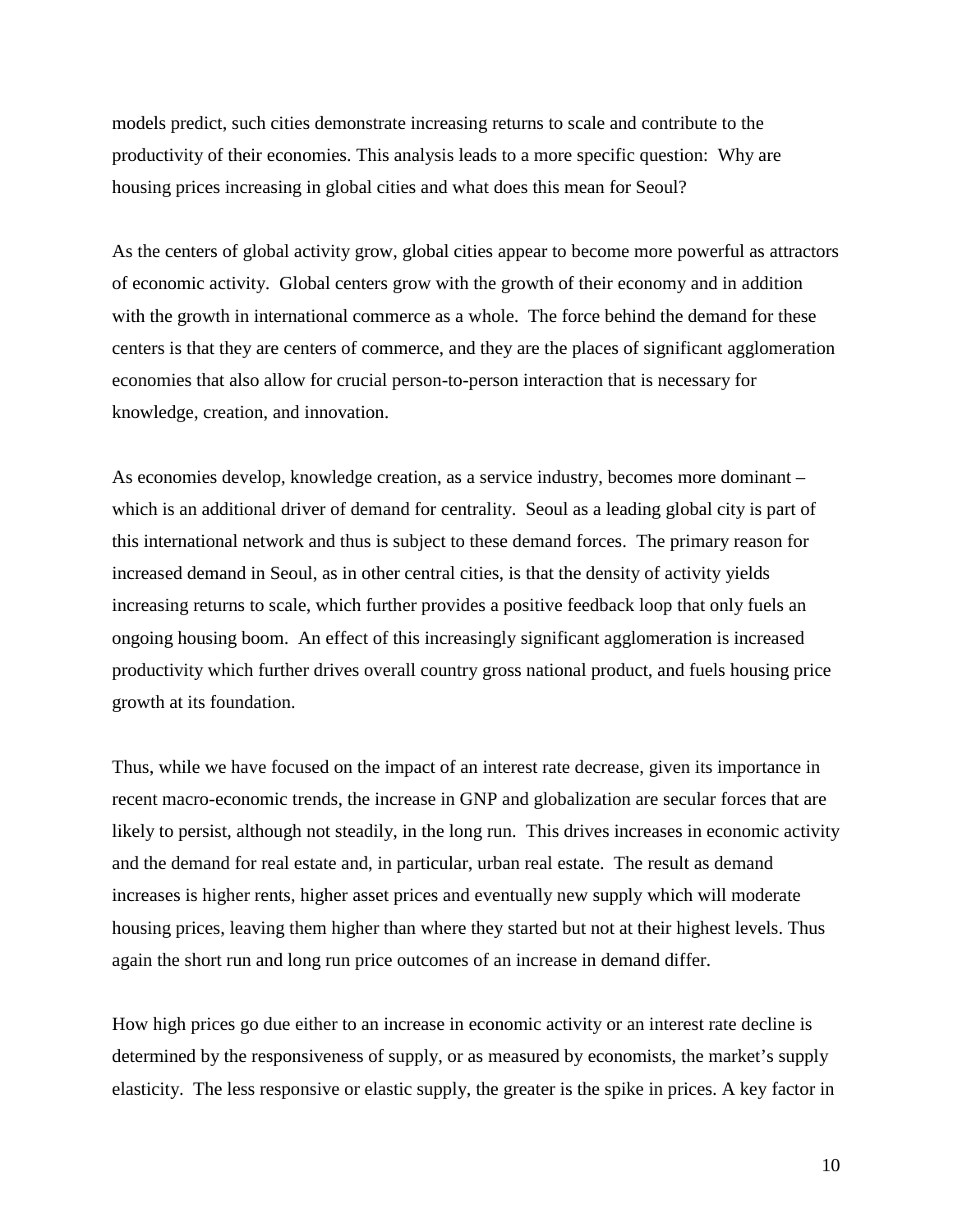models predict, such cities demonstrate increasing returns to scale and contribute to the productivity of their economies. This analysis leads to a more specific question: Why are housing prices increasing in global cities and what does this mean for Seoul?

As the centers of global activity grow, global cities appear to become more powerful as attractors of economic activity. Global centers grow with the growth of their economy and in addition with the growth in international commerce as a whole. The force behind the demand for these centers is that they are centers of commerce, and they are the places of significant agglomeration economies that also allow for crucial person-to-person interaction that is necessary for knowledge, creation, and innovation.

As economies develop, knowledge creation, as a service industry, becomes more dominant – which is an additional driver of demand for centrality. Seoul as a leading global city is part of this international network and thus is subject to these demand forces. The primary reason for increased demand in Seoul, as in other central cities, is that the density of activity yields increasing returns to scale, which further provides a positive feedback loop that only fuels an ongoing housing boom. An effect of this increasingly significant agglomeration is increased productivity which further drives overall country gross national product, and fuels housing price growth at its foundation.

Thus, while we have focused on the impact of an interest rate decrease, given its importance in recent macro-economic trends, the increase in GNP and globalization are secular forces that are likely to persist, although not steadily, in the long run. This drives increases in economic activity and the demand for real estate and, in particular, urban real estate. The result as demand increases is higher rents, higher asset prices and eventually new supply which will moderate housing prices, leaving them higher than where they started but not at their highest levels. Thus again the short run and long run price outcomes of an increase in demand differ.

How high prices go due either to an increase in economic activity or an interest rate decline is determined by the responsiveness of supply, or as measured by economists, the market's supply elasticity. The less responsive or elastic supply, the greater is the spike in prices. A key factor in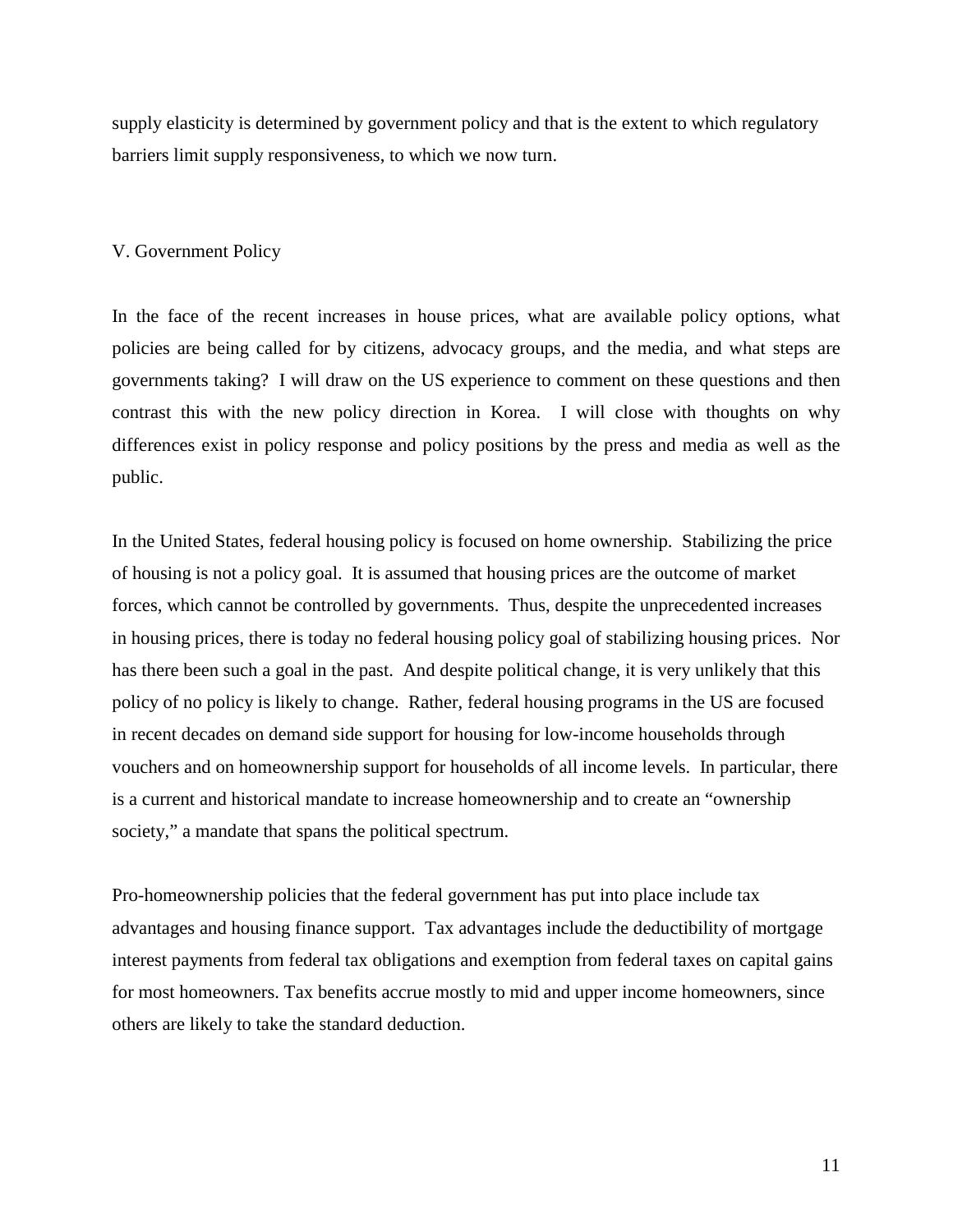supply elasticity is determined by government policy and that is the extent to which regulatory barriers limit supply responsiveness, to which we now turn.

## V. Government Policy

In the face of the recent increases in house prices, what are available policy options, what policies are being called for by citizens, advocacy groups, and the media, and what steps are governments taking? I will draw on the US experience to comment on these questions and then contrast this with the new policy direction in Korea. I will close with thoughts on why differences exist in policy response and policy positions by the press and media as well as the public.

In the United States, federal housing policy is focused on home ownership. Stabilizing the price of housing is not a policy goal. It is assumed that housing prices are the outcome of market forces, which cannot be controlled by governments. Thus, despite the unprecedented increases in housing prices, there is today no federal housing policy goal of stabilizing housing prices. Nor has there been such a goal in the past. And despite political change, it is very unlikely that this policy of no policy is likely to change. Rather, federal housing programs in the US are focused in recent decades on demand side support for housing for low-income households through vouchers and on homeownership support for households of all income levels. In particular, there is a current and historical mandate to increase homeownership and to create an "ownership society," a mandate that spans the political spectrum.

Pro-homeownership policies that the federal government has put into place include tax advantages and housing finance support. Tax advantages include the deductibility of mortgage interest payments from federal tax obligations and exemption from federal taxes on capital gains for most homeowners. Tax benefits accrue mostly to mid and upper income homeowners, since others are likely to take the standard deduction.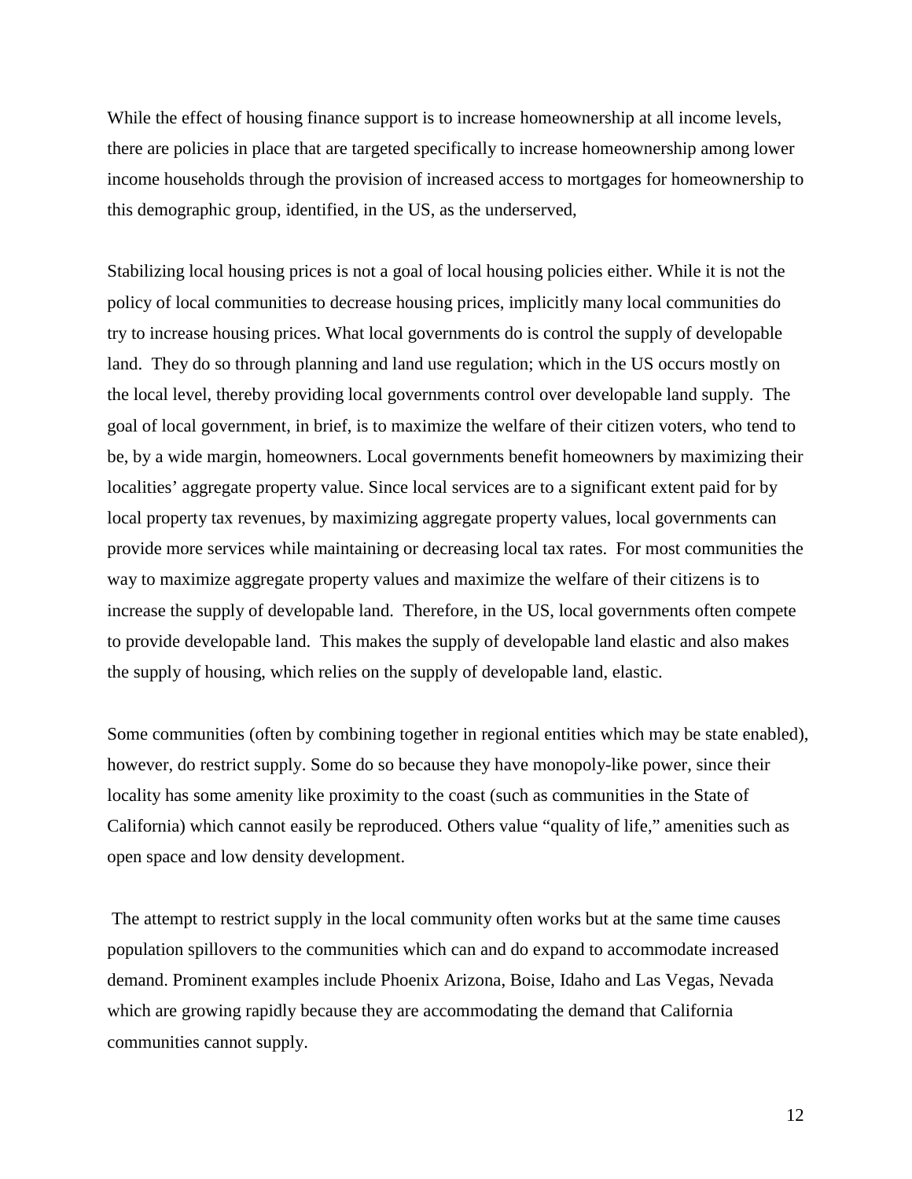While the effect of housing finance support is to increase homeownership at all income levels, there are policies in place that are targeted specifically to increase homeownership among lower income households through the provision of increased access to mortgages for homeownership to this demographic group, identified, in the US, as the underserved,

Stabilizing local housing prices is not a goal of local housing policies either. While it is not the policy of local communities to decrease housing prices, implicitly many local communities do try to increase housing prices. What local governments do is control the supply of developable land. They do so through planning and land use regulation; which in the US occurs mostly on the local level, thereby providing local governments control over developable land supply. The goal of local government, in brief, is to maximize the welfare of their citizen voters, who tend to be, by a wide margin, homeowners. Local governments benefit homeowners by maximizing their localities' aggregate property value. Since local services are to a significant extent paid for by local property tax revenues, by maximizing aggregate property values, local governments can provide more services while maintaining or decreasing local tax rates. For most communities the way to maximize aggregate property values and maximize the welfare of their citizens is to increase the supply of developable land. Therefore, in the US, local governments often compete to provide developable land. This makes the supply of developable land elastic and also makes the supply of housing, which relies on the supply of developable land, elastic.

Some communities (often by combining together in regional entities which may be state enabled), however, do restrict supply. Some do so because they have monopoly-like power, since their locality has some amenity like proximity to the coast (such as communities in the State of California) which cannot easily be reproduced. Others value "quality of life," amenities such as open space and low density development.

The attempt to restrict supply in the local community often works but at the same time causes population spillovers to the communities which can and do expand to accommodate increased demand. Prominent examples include Phoenix Arizona, Boise, Idaho and Las Vegas, Nevada which are growing rapidly because they are accommodating the demand that California communities cannot supply.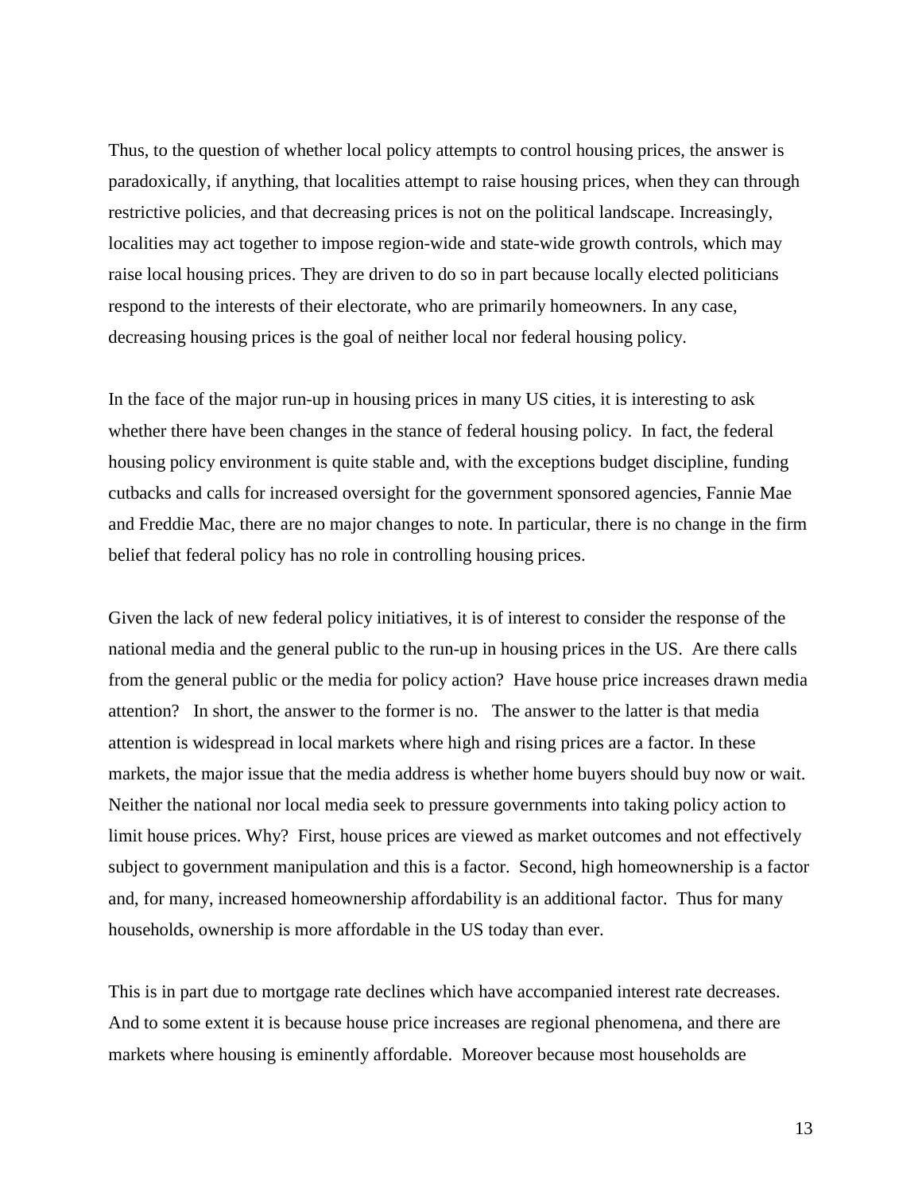Thus, to the question of whether local policy attempts to control housing prices, the answer is paradoxically, if anything, that localities attempt to raise housing prices, when they can through restrictive policies, and that decreasing prices is not on the political landscape. Increasingly, localities may act together to impose region-wide and state-wide growth controls, which may raise local housing prices. They are driven to do so in part because locally elected politicians respond to the interests of their electorate, who are primarily homeowners. In any case, decreasing housing prices is the goal of neither local nor federal housing policy.

In the face of the major run-up in housing prices in many US cities, it is interesting to ask whether there have been changes in the stance of federal housing policy. In fact, the federal housing policy environment is quite stable and, with the exceptions budget discipline, funding cutbacks and calls for increased oversight for the government sponsored agencies, Fannie Mae and Freddie Mac, there are no major changes to note. In particular, there is no change in the firm belief that federal policy has no role in controlling housing prices.

Given the lack of new federal policy initiatives, it is of interest to consider the response of the national media and the general public to the run-up in housing prices in the US. Are there calls from the general public or the media for policy action? Have house price increases drawn media attention? In short, the answer to the former is no. The answer to the latter is that media attention is widespread in local markets where high and rising prices are a factor. In these markets, the major issue that the media address is whether home buyers should buy now or wait. Neither the national nor local media seek to pressure governments into taking policy action to limit house prices. Why? First, house prices are viewed as market outcomes and not effectively subject to government manipulation and this is a factor. Second, high homeownership is a factor and, for many, increased homeownership affordability is an additional factor. Thus for many households, ownership is more affordable in the US today than ever.

This is in part due to mortgage rate declines which have accompanied interest rate decreases. And to some extent it is because house price increases are regional phenomena, and there are markets where housing is eminently affordable. Moreover because most households are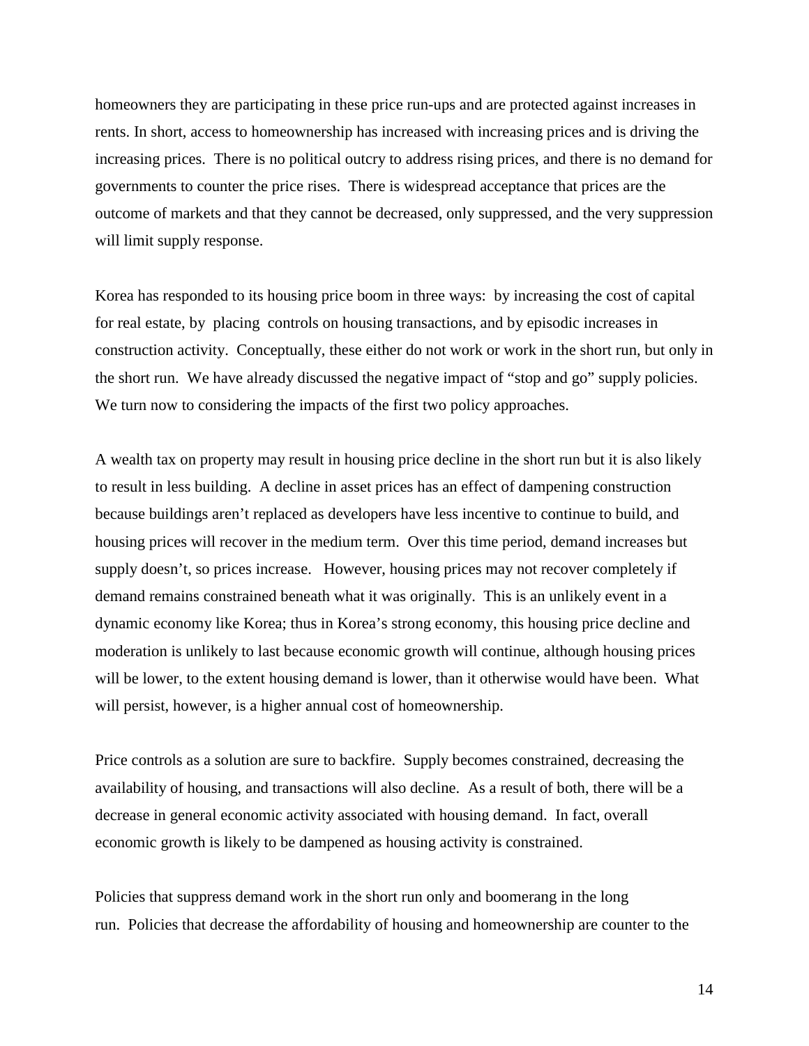homeowners they are participating in these price run-ups and are protected against increases in rents. In short, access to homeownership has increased with increasing prices and is driving the increasing prices. There is no political outcry to address rising prices, and there is no demand for governments to counter the price rises. There is widespread acceptance that prices are the outcome of markets and that they cannot be decreased, only suppressed, and the very suppression will limit supply response.

Korea has responded to its housing price boom in three ways: by increasing the cost of capital for real estate, by placing controls on housing transactions, and by episodic increases in construction activity. Conceptually, these either do not work or work in the short run, but only in the short run. We have already discussed the negative impact of "stop and go" supply policies. We turn now to considering the impacts of the first two policy approaches.

A wealth tax on property may result in housing price decline in the short run but it is also likely to result in less building. A decline in asset prices has an effect of dampening construction because buildings aren't replaced as developers have less incentive to continue to build, and housing prices will recover in the medium term. Over this time period, demand increases but supply doesn't, so prices increase. However, housing prices may not recover completely if demand remains constrained beneath what it was originally. This is an unlikely event in a dynamic economy like Korea; thus in Korea's strong economy, this housing price decline and moderation is unlikely to last because economic growth will continue, although housing prices will be lower, to the extent housing demand is lower, than it otherwise would have been. What will persist, however, is a higher annual cost of homeownership.

Price controls as a solution are sure to backfire. Supply becomes constrained, decreasing the availability of housing, and transactions will also decline. As a result of both, there will be a decrease in general economic activity associated with housing demand. In fact, overall economic growth is likely to be dampened as housing activity is constrained.

Policies that suppress demand work in the short run only and boomerang in the long run. Policies that decrease the affordability of housing and homeownership are counter to the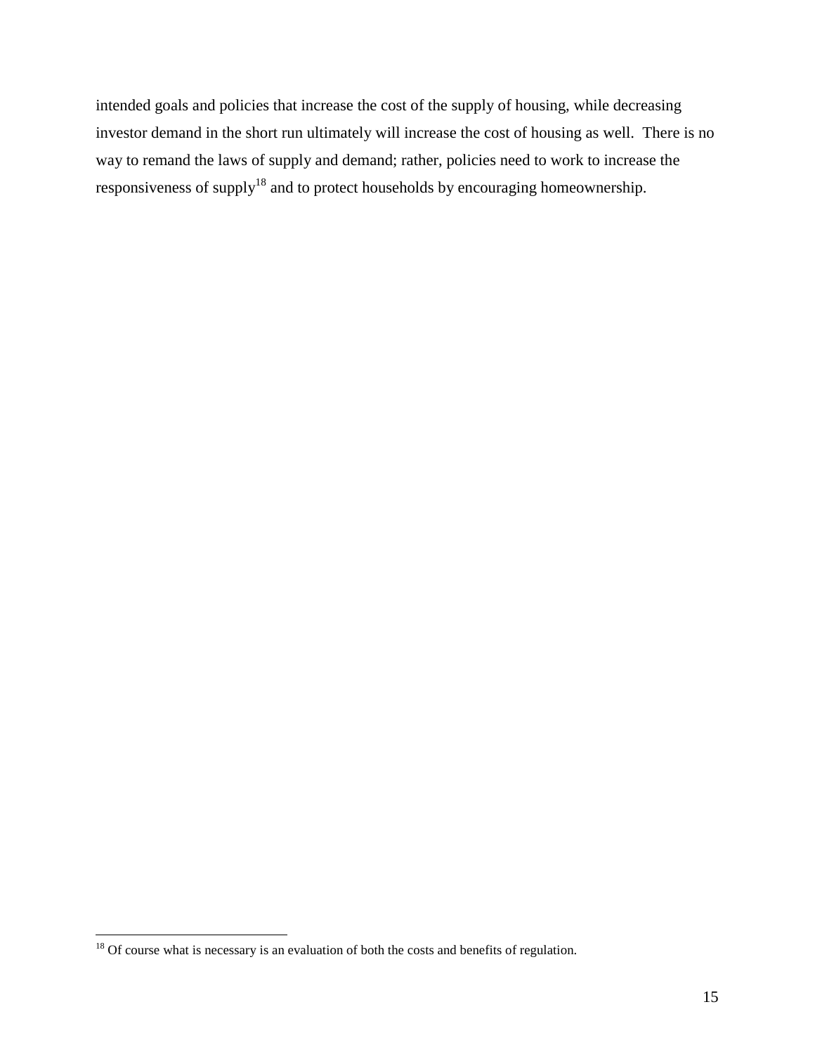intended goals and policies that increase the cost of the supply of housing, while decreasing investor demand in the short run ultimately will increase the cost of housing as well. There is no way to remand the laws of supply and demand; rather, policies need to work to increase the responsiveness of supply[18] and to protect households by encouraging homeownership.

[18] Of course what is necessary is an evaluation of both the costs and benefits of regulation.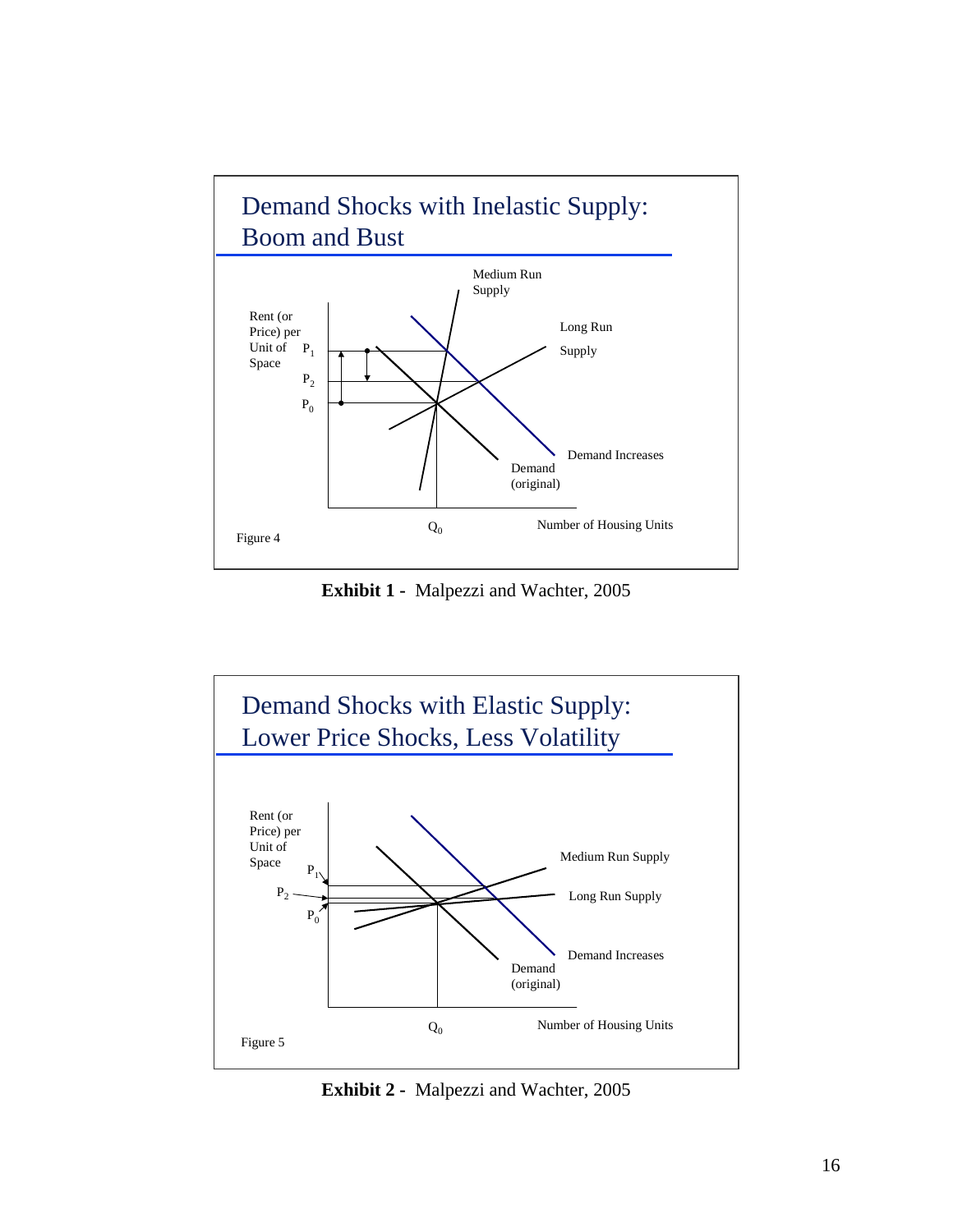## Demand Shocks with Inelastic Supply: Boom and Bust

Medium Run Supply

Long Run Supply

Rent (or Price) per Unit of Space

$P_1$

$P_2$

$P_0$

Demand Increases

Demand (original)

$Q_0$

Number of Housing Units

Figure 4

**Exhibit 1 -** Malpezzi and Wachter, 2005

## Demand Shocks with Elastic Supply: Lower Price Shocks, Less Volatility

Rent (or Price) per Unit of Space

Medium Run Supply

Long Run Supply

$P_1$

$P_2$

$P_0$

Demand Increases

Demand (original)

$Q_0$

Number of Housing Units

Figure 5

**Exhibit 2 -** Malpezzi and Wachter, 2005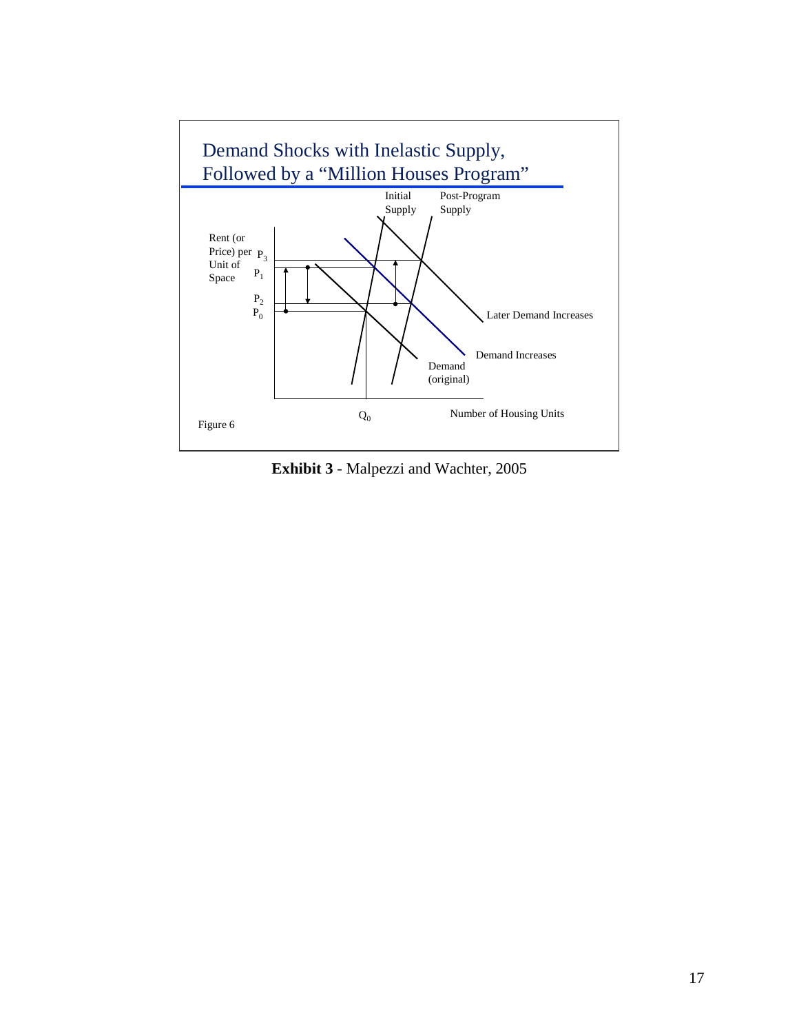**Demand Shocks with Inelastic Supply, Followed by a "Million Houses Program"**

Initial Supply

Post-Program Supply

Rent (or Price) per Unit of Space

$P_3$

$P_1$

$P_2$

$P_0$

Later Demand Increases

Demand Increases

Demand (original)

$Q_0$

Number of Housing Units

Figure 6

**Exhibit 3** - Malpezzi and Wachter, 2005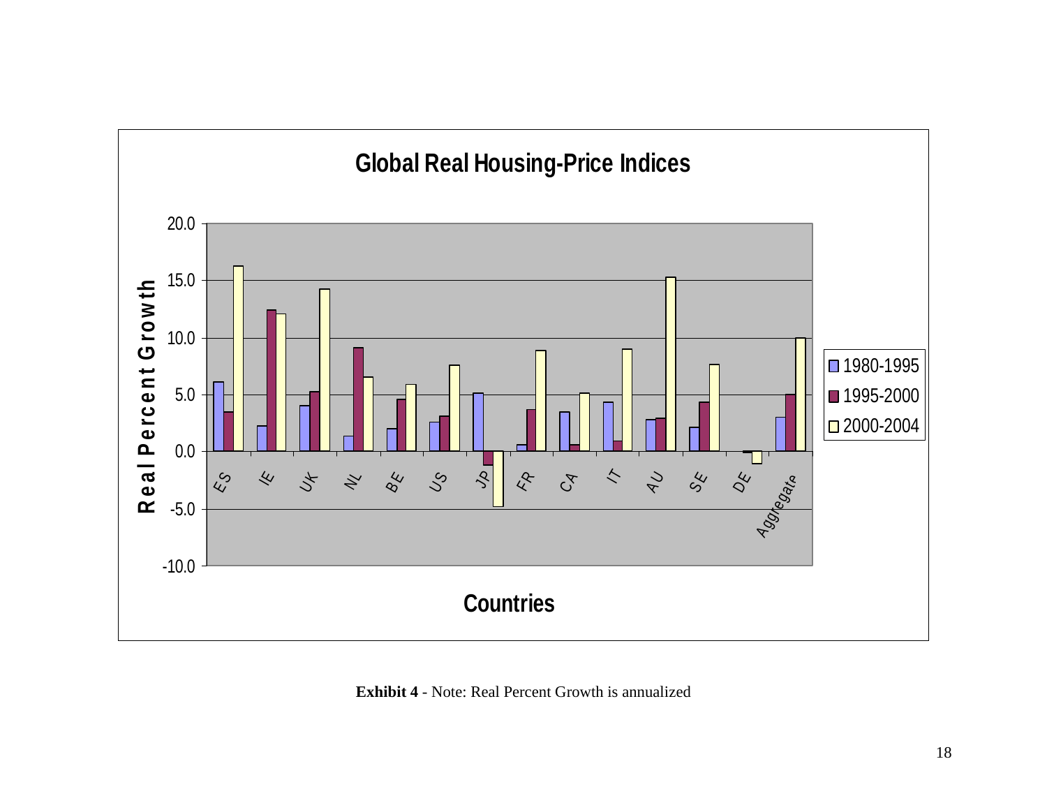**Global Real Housing-Price Indices**

**Exhibit 4** - Note: Real Percent Growth is annualized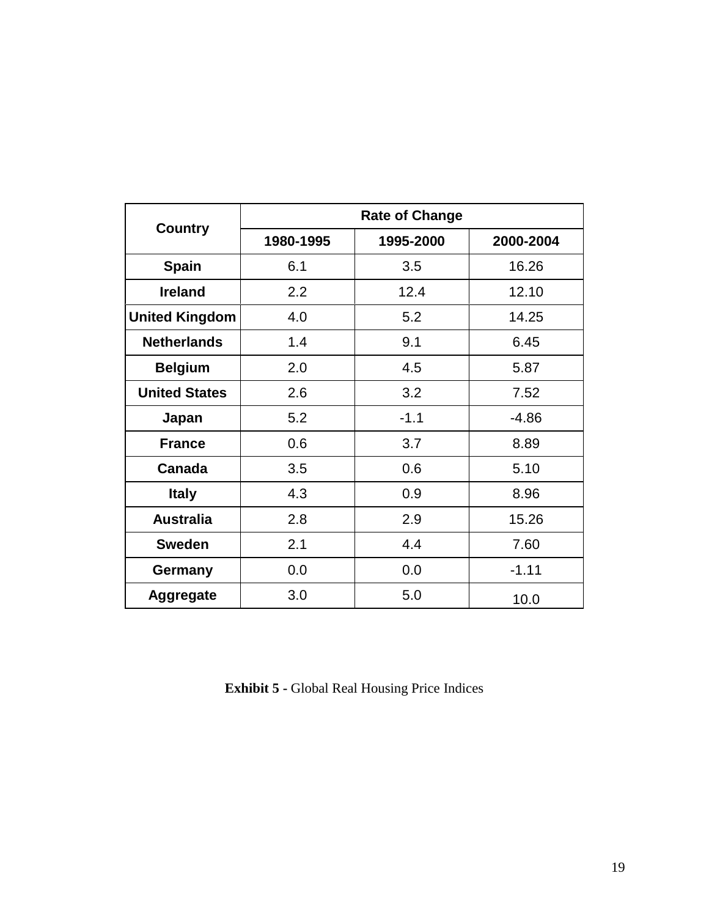| Country | Rate of Change | | |
| --- | --- | --- | --- |
| | 1980-1995 | 1995-2000 | 2000-2004 |
| **Spain** | 6.1 | 3.5 | 16.26 |
| **Ireland** | 2.2 | 12.4 | 12.10 |
| **United Kingdom** | 4.0 | 5.2 | 14.25 |
| **Netherlands** | 1.4 | 9.1 | 6.45 |
| **Belgium** | 2.0 | 4.5 | 5.87 |
| **United States** | 2.6 | 3.2 | 7.52 |
| **Japan** | 5.2 | -1.1 | -4.86 |
| **France** | 0.6 | 3.7 | 8.89 |
| **Canada** | 3.5 | 0.6 | 5.10 |
| **Italy** | 4.3 | 0.9 | 8.96 |
| **Australia** | 2.8 | 2.9 | 15.26 |
| **Sweden** | 2.1 | 4.4 | 7.60 |
| **Germany** | 0.0 | 0.0 | -1.11 |
| **Aggregate** | 3.0 | 5.0 | 10.0 |

**Exhibit 5 -** Global Real Housing Price Indices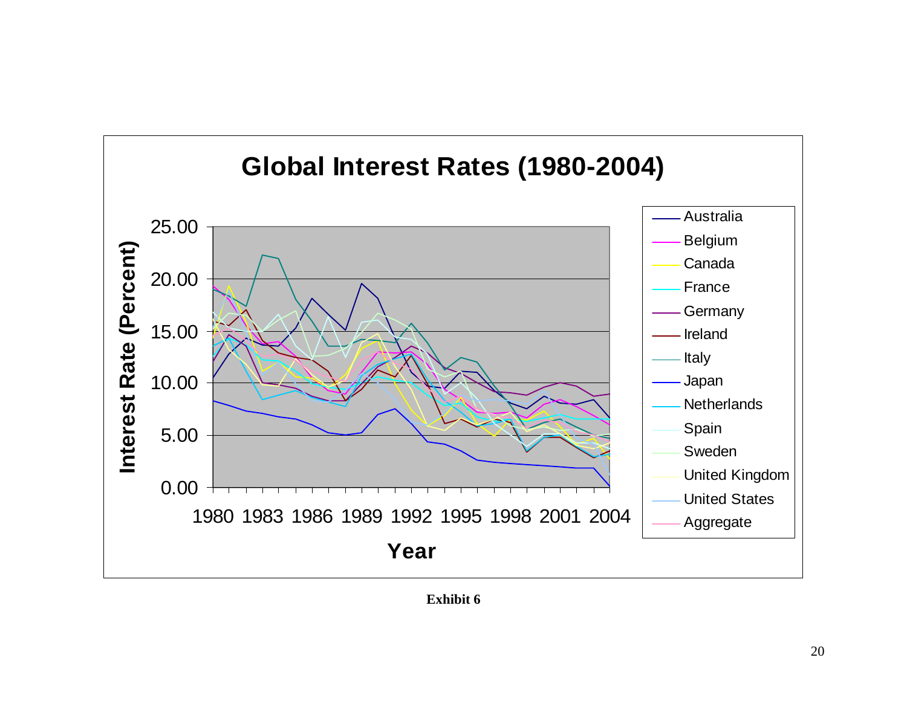**Global Interest Rates (1980-2004)**

Interest Rate (Percent)

25.00
20.00
15.00
10.00
5.00
0.00

1980 1983 1986 1989 1992 1995 1998 2001 2004

**Year**

Australia
Belgium
Canada
France
Germany
Ireland
Italy
Japan
Netherlands
Spain
Sweden
United Kingdom
United States
Aggregate

**Exhibit 6**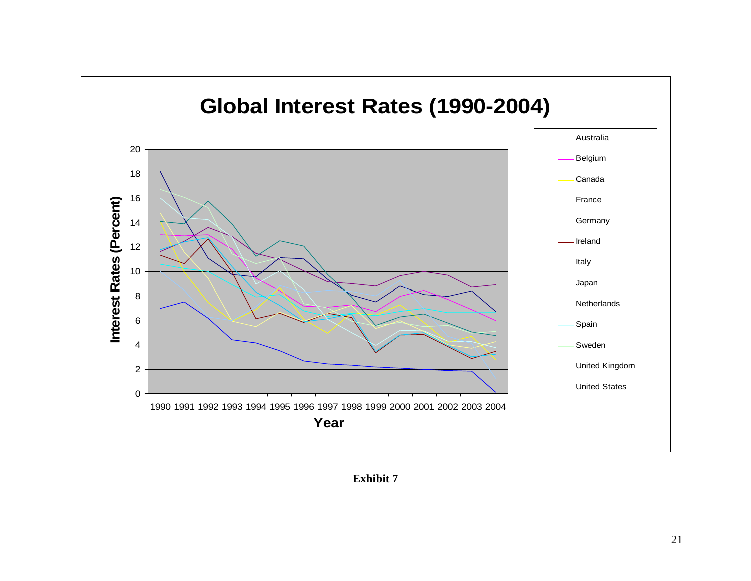# Global Interest Rates (1990-2004)

Interest Rates (Percent)

20
18
16
14
12
10
8
6
4
2
0

1990 1991 1992 1993 1994 1995 1996 1997 1998 1999 2000 2001 2002 2003 2004

Year

- Australia
- Belgium
- Canada
- France
- Germany
- Ireland
- Italy
- Japan
- Netherlands
- Spain
- Sweden
- United Kingdom
- United States

**Exhibit 7**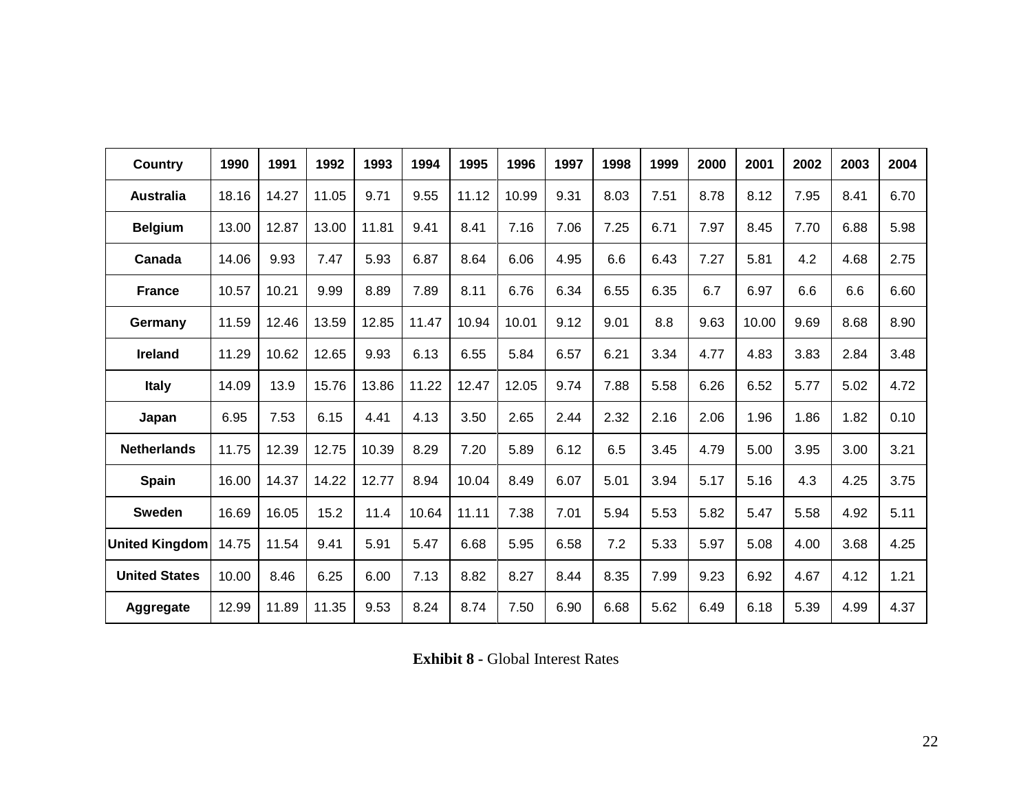| Country | 1990 | 1991 | 1992 | 1993 | 1994 | 1995 | 1996 | 1997 | 1998 | 1999 | 2000 | 2001 | 2002 | 2003 | 2004 |
|---|---|---|---|---|---|---|---|---|---|---|---|---|---|---|---|
| **Australia** | 18.16 | 14.27 | 11.05 | 9.71 | 9.55 | 11.12 | 10.99 | 9.31 | 8.03 | 7.51 | 8.78 | 8.12 | 7.95 | 8.41 | 6.70 |
| **Belgium** | 13.00 | 12.87 | 13.00 | 11.81 | 9.41 | 8.41 | 7.16 | 7.06 | 7.25 | 6.71 | 7.97 | 8.45 | 7.70 | 6.88 | 5.98 |
| **Canada** | 14.06 | 9.93 | 7.47 | 5.93 | 6.87 | 8.64 | 6.06 | 4.95 | 6.6 | 6.43 | 7.27 | 5.81 | 4.2 | 4.68 | 2.75 |
| **France** | 10.57 | 10.21 | 9.99 | 8.89 | 7.89 | 8.11 | 6.76 | 6.34 | 6.55 | 6.35 | 6.7 | 6.97 | 6.6 | 6.6 | 6.60 |
| **Germany** | 11.59 | 12.46 | 13.59 | 12.85 | 11.47 | 10.94 | 10.01 | 9.12 | 9.01 | 8.8 | 9.63 | 10.00 | 9.69 | 8.68 | 8.90 |
| **Ireland** | 11.29 | 10.62 | 12.65 | 9.93 | 6.13 | 6.55 | 5.84 | 6.57 | 6.21 | 3.34 | 4.77 | 4.83 | 3.83 | 2.84 | 3.48 |
| **Italy** | 14.09 | 13.9 | 15.76 | 13.86 | 11.22 | 12.47 | 12.05 | 9.74 | 7.88 | 5.58 | 6.26 | 6.52 | 5.77 | 5.02 | 4.72 |
| **Japan** | 6.95 | 7.53 | 6.15 | 4.41 | 4.13 | 3.50 | 2.65 | 2.44 | 2.32 | 2.16 | 2.06 | 1.96 | 1.86 | 1.82 | 0.10 |
| **Netherlands** | 11.75 | 12.39 | 12.75 | 10.39 | 8.29 | 7.20 | 5.89 | 6.12 | 6.5 | 3.45 | 4.79 | 5.00 | 3.95 | 3.00 | 3.21 |
| **Spain** | 16.00 | 14.37 | 14.22 | 12.77 | 8.94 | 10.04 | 8.49 | 6.07 | 5.01 | 3.94 | 5.17 | 5.16 | 4.3 | 4.25 | 3.75 |
| **Sweden** | 16.69 | 16.05 | 15.2 | 11.4 | 10.64 | 11.11 | 7.38 | 7.01 | 5.94 | 5.53 | 5.82 | 5.47 | 5.58 | 4.92 | 5.11 |
| **United Kingdom** | 14.75 | 11.54 | 9.41 | 5.91 | 5.47 | 6.68 | 5.95 | 6.58 | 7.2 | 5.33 | 5.97 | 5.08 | 4.00 | 3.68 | 4.25 |
| **United States** | 10.00 | 8.46 | 6.25 | 6.00 | 7.13 | 8.82 | 8.27 | 8.44 | 8.35 | 7.99 | 9.23 | 6.92 | 4.67 | 4.12 | 1.21 |
| **Aggregate** | 12.99 | 11.89 | 11.35 | 9.53 | 8.24 | 8.74 | 7.50 | 6.90 | 6.68 | 5.62 | 6.49 | 6.18 | 5.39 | 4.99 | 4.37 |

**Exhibit 8 -** Global Interest Rates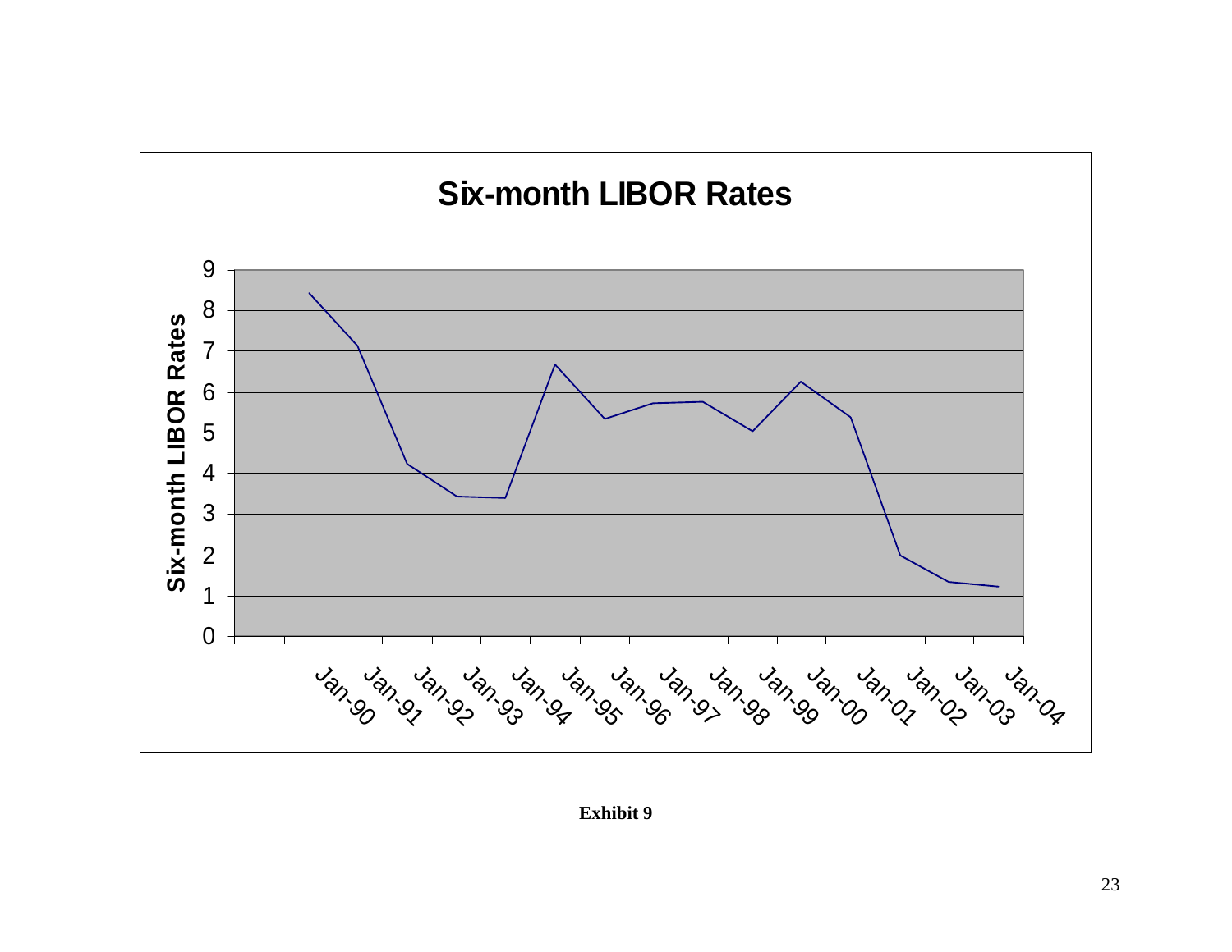**Six-month LIBOR Rates**

| Date | Six-month LIBOR Rates |
|---|---|
| Jan-90 | 8.4 |
| Jan-91 | 7.1 |
| Jan-92 | 4.2 |
| Jan-93 | 3.4 |
| Jan-94 | 3.4 |
| Jan-95 | 6.7 |
| Jan-96 | 5.3 |
| Jan-97 | 5.7 |
| Jan-98 | 5.8 |
| Jan-99 | 5.0 |
| Jan-00 | 6.3 |
| Jan-01 | 5.4 |
| Jan-02 | 2.0 |
| Jan-03 | 1.3 |
| Jan-04 | 1.2 |

**Exhibit 9**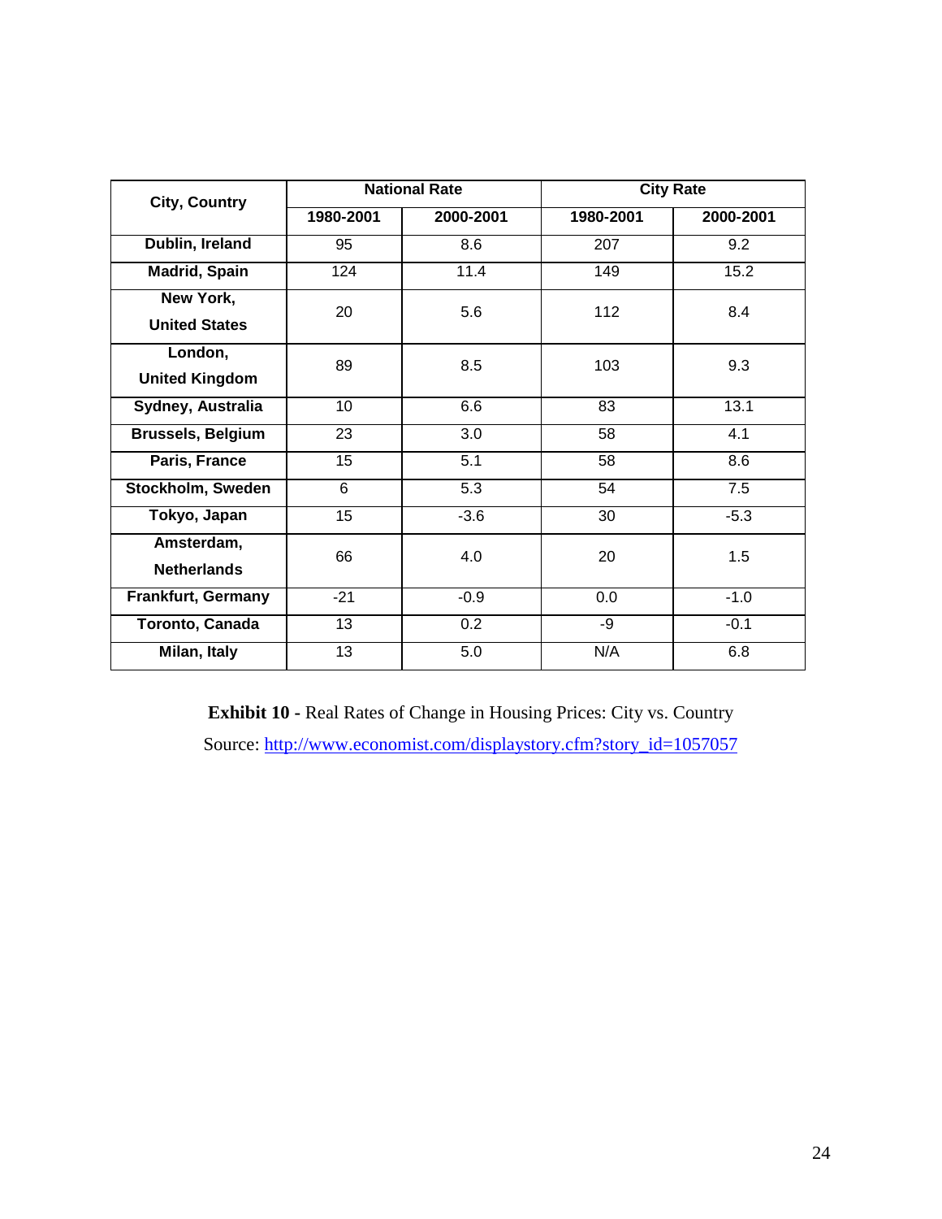| City, Country | National Rate | | City Rate | |
|---|---|---|---|---|
| | 1980-2001 | 2000-2001 | 1980-2001 | 2000-2001 |
| Dublin, Ireland | 95 | 8.6 | 207 | 9.2 |
| Madrid, Spain | 124 | 11.4 | 149 | 15.2 |
| New York, United States | 20 | 5.6 | 112 | 8.4 |
| London, United Kingdom | 89 | 8.5 | 103 | 9.3 |
| Sydney, Australia | 10 | 6.6 | 83 | 13.1 |
| Brussels, Belgium | 23 | 3.0 | 58 | 4.1 |
| Paris, France | 15 | 5.1 | 58 | 8.6 |
| Stockholm, Sweden | 6 | 5.3 | 54 | 7.5 |
| Tokyo, Japan | 15 | -3.6 | 30 | -5.3 |
| Amsterdam, Netherlands | 66 | 4.0 | 20 | 1.5 |
| Frankfurt, Germany | -21 | -0.9 | 0.0 | -1.0 |
| Toronto, Canada | 13 | 0.2 | -9 | -0.1 |
| Milan, Italy | 13 | 5.0 | N/A | 6.8 |

**Exhibit 10 -** Real Rates of Change in Housing Prices: City vs. Country

Source: http://www.economist.com/displaystory.cfm?story_id=1057057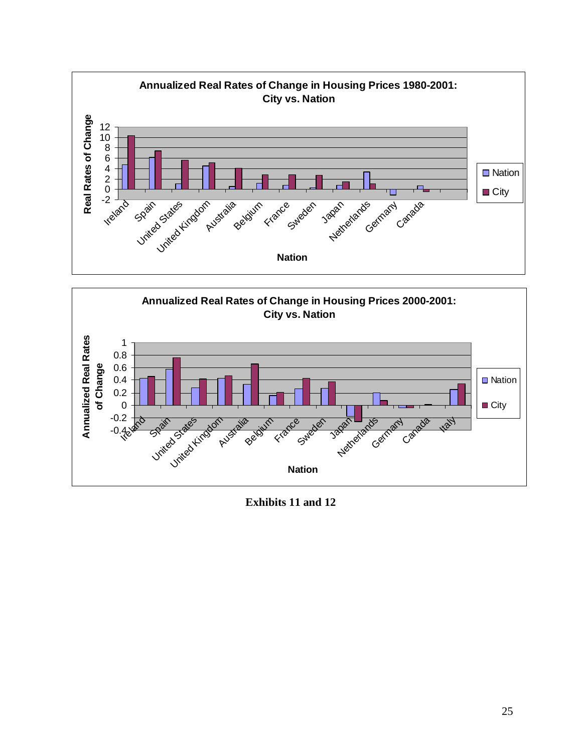**Annualized Real Rates of Change in Housing Prices 1980-2001: City vs. Nation**

Real Rates of Change (y-axis: -2 to 12); Nation (x-axis); Legend: Nation, City

Ireland, Spain, United States, United Kingdom, Australia, Belgium, France, Sweden, Japan, Netherlands, Germany, Canada

**Annualized Real Rates of Change in Housing Prices 2000-2001: City vs. Nation**

Annualized Real Rates of Change (y-axis: -0.4 to 1); Nation (x-axis); Legend: Nation, City

Ireland, Spain, United States, United Kingdom, Australia, Belgium, France, Sweden, Japan, Netherlands, Germany, Canada, Italy

**Exhibits 11 and 12**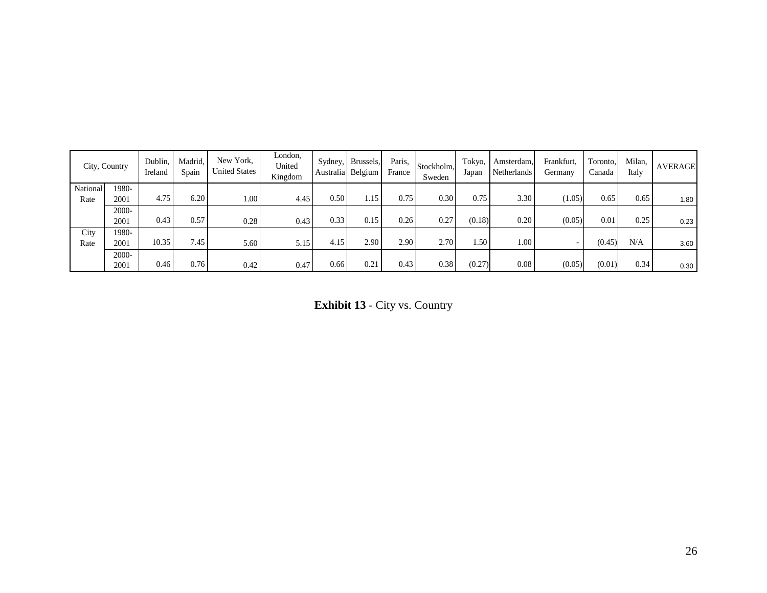| City, Country | | Dublin, Ireland | Madrid, Spain | New York, United States | London, United Kingdom | Sydney, Australia | Brussels, Belgium | Paris, France | Stockholm, Sweden | Tokyo, Japan | Amsterdam, Netherlands | Frankfurt, Germany | Toronto, Canada | Milan, Italy | AVERAGE |
|---|---|---|---|---|---|---|---|---|---|---|---|---|---|---|---|
| National Rate | 1980-2001 | 4.75 | 6.20 | 1.00 | 4.45 | 0.50 | 1.15 | 0.75 | 0.30 | 0.75 | 3.30 | (1.05) | 0.65 | 0.65 | 1.80 |
| | 2000-2001 | 0.43 | 0.57 | 0.28 | 0.43 | 0.33 | 0.15 | 0.26 | 0.27 | (0.18) | 0.20 | (0.05) | 0.01 | 0.25 | 0.23 |
| City Rate | 1980-2001 | 10.35 | 7.45 | 5.60 | 5.15 | 4.15 | 2.90 | 2.90 | 2.70 | 1.50 | 1.00 | - | (0.45) | N/A | 3.60 |
| | 2000-2001 | 0.46 | 0.76 | 0.42 | 0.47 | 0.66 | 0.21 | 0.43 | 0.38 | (0.27) | 0.08 | (0.05) | (0.01) | 0.34 | 0.30 |

**Exhibit 13** - City vs. Country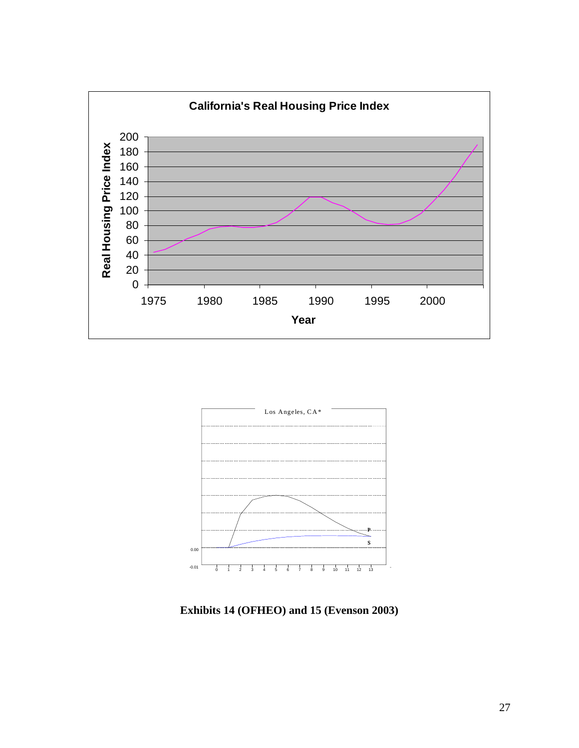**California's Real Housing Price Index**

**Exhibits 14 (OFHEO) and 15 (Evenson 2003)**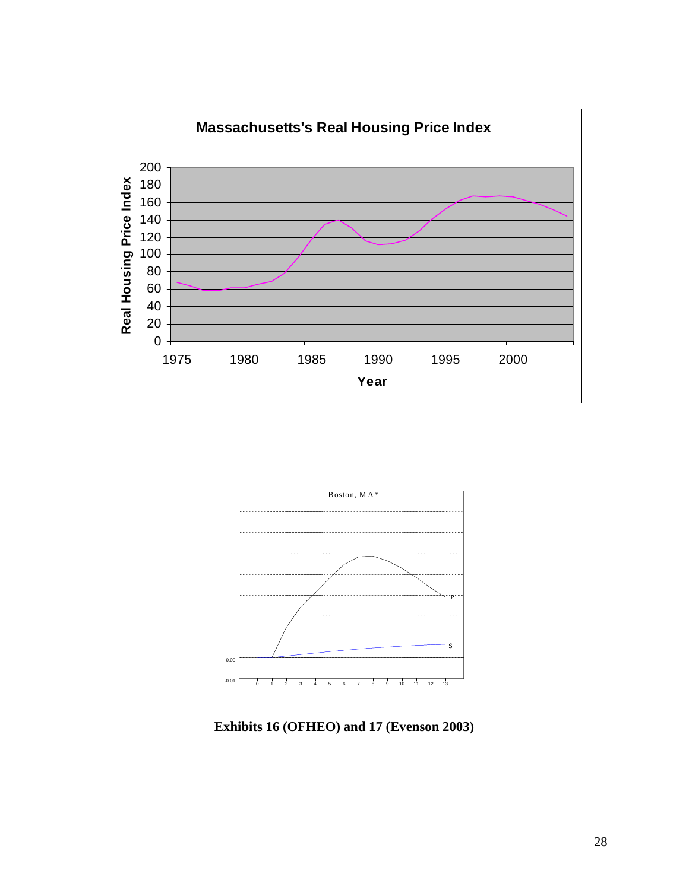**Exhibits 16 (OFHEO) and 17 (Evenson 2003)**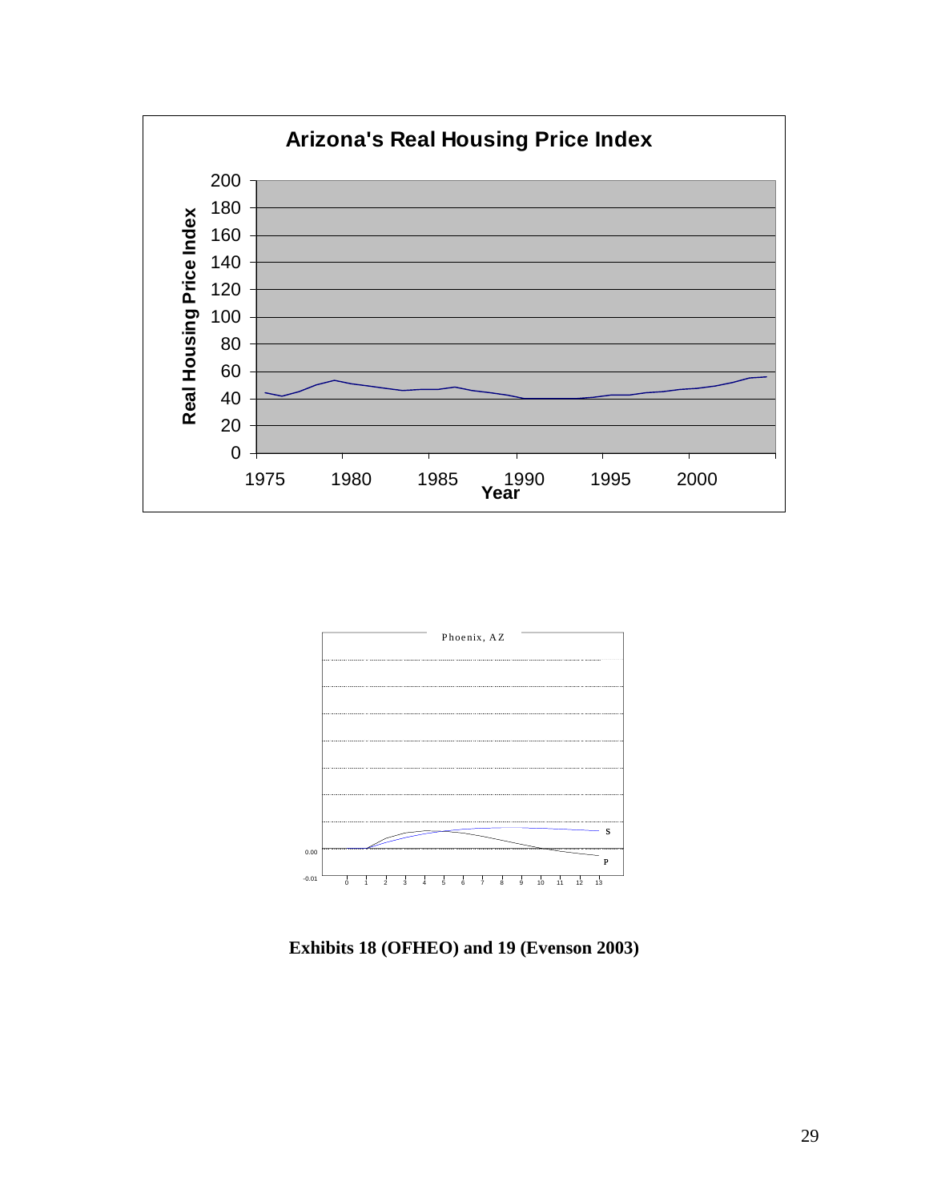**Exhibits 18 (OFHEO) and 19 (Evenson 2003)**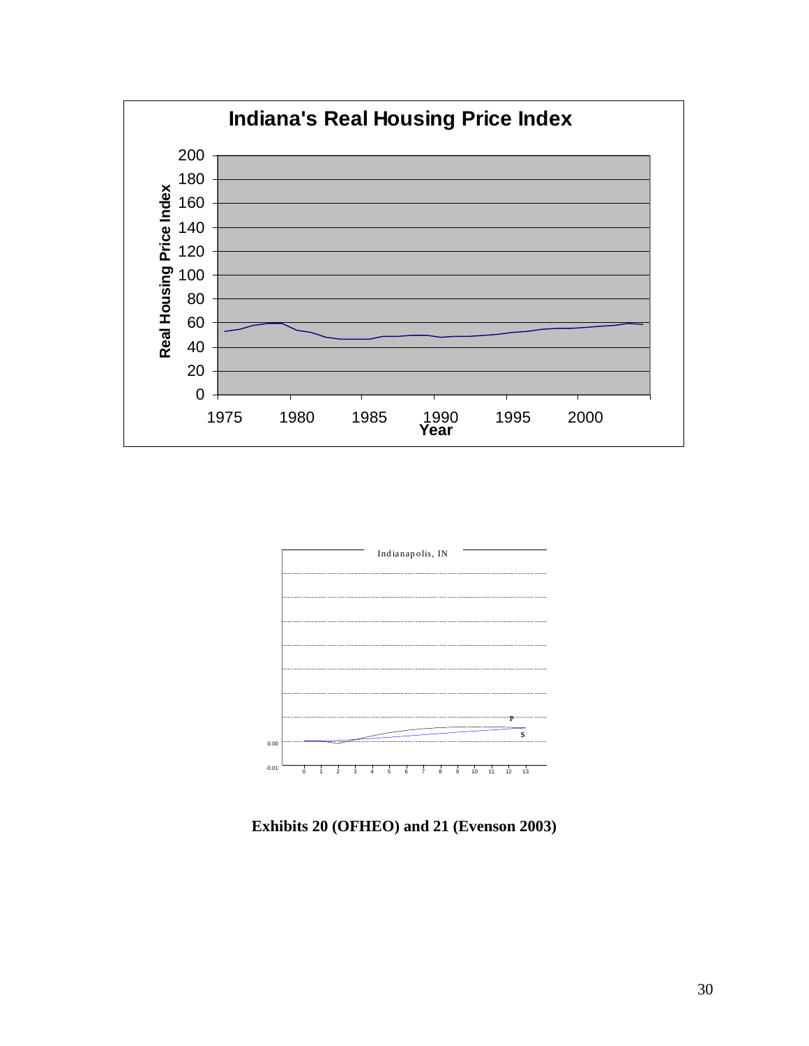**Exhibits 20 (OFHEO) and 21 (Evenson 2003)**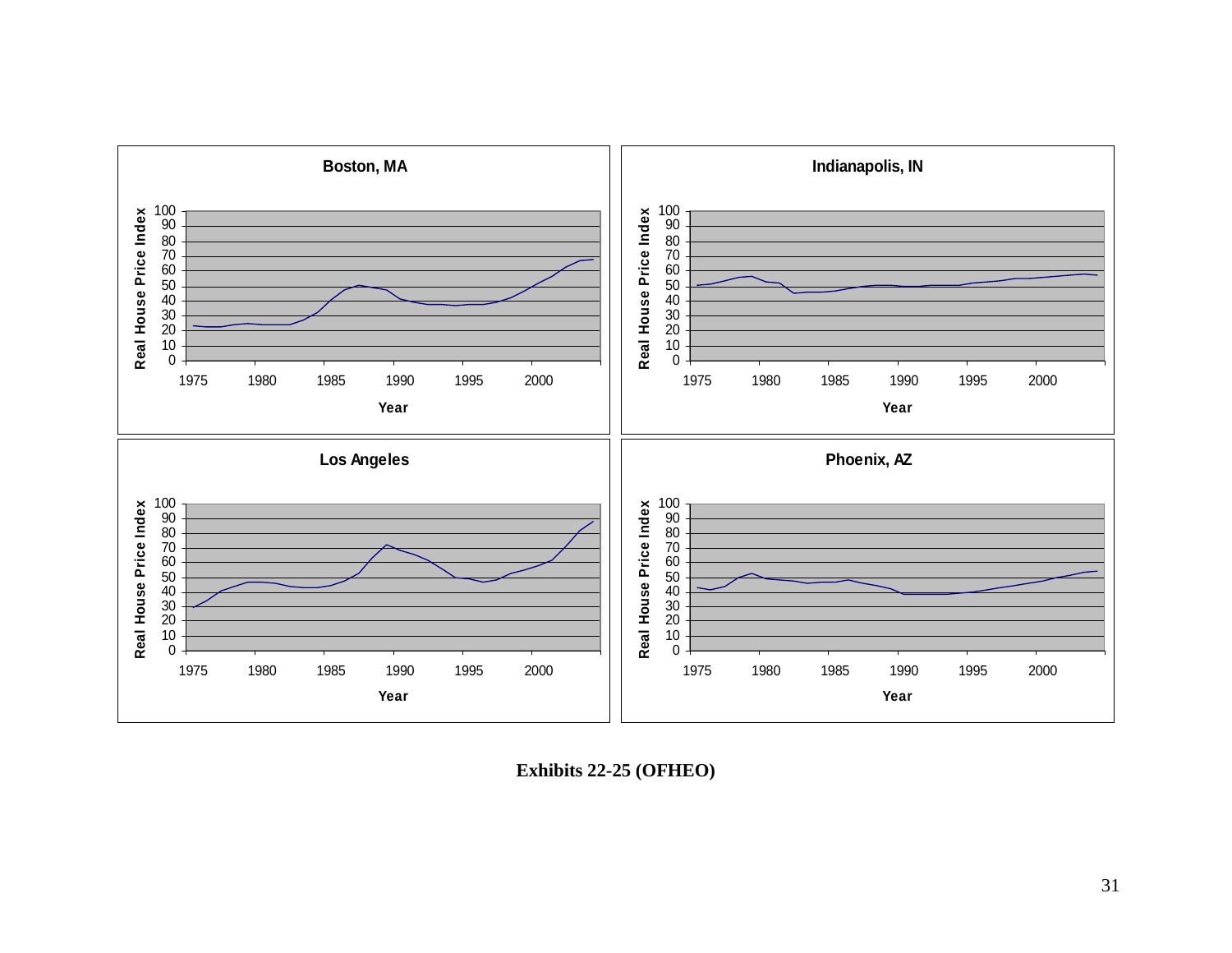**Exhibits 22-25 (OFHEO)**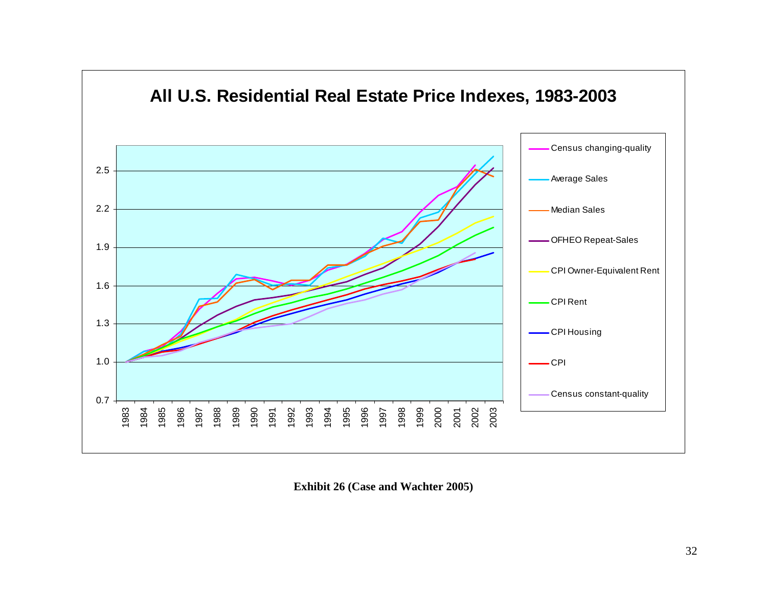## All U.S. Residential Real Estate Price Indexes, 1983-2003

**Exhibit 26 (Case and Wachter 2005)**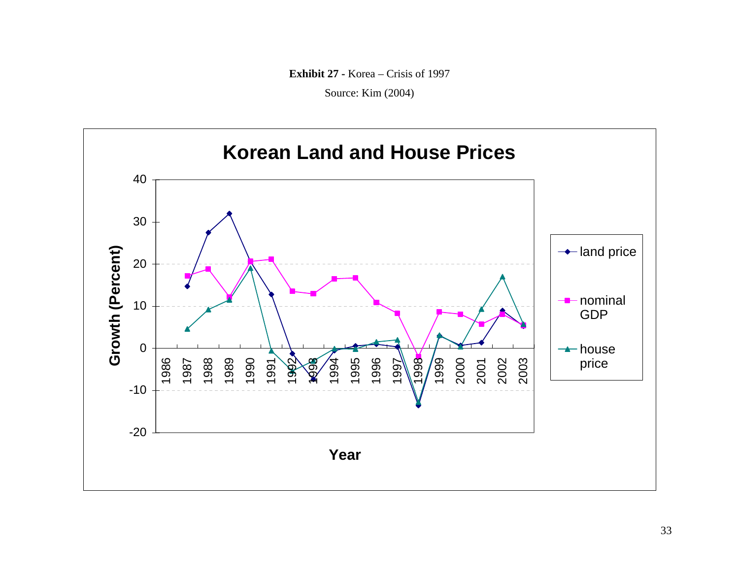**Exhibit 27 -** Korea – Crisis of 1997

Source: Kim (2004)

**Korean Land and House Prices**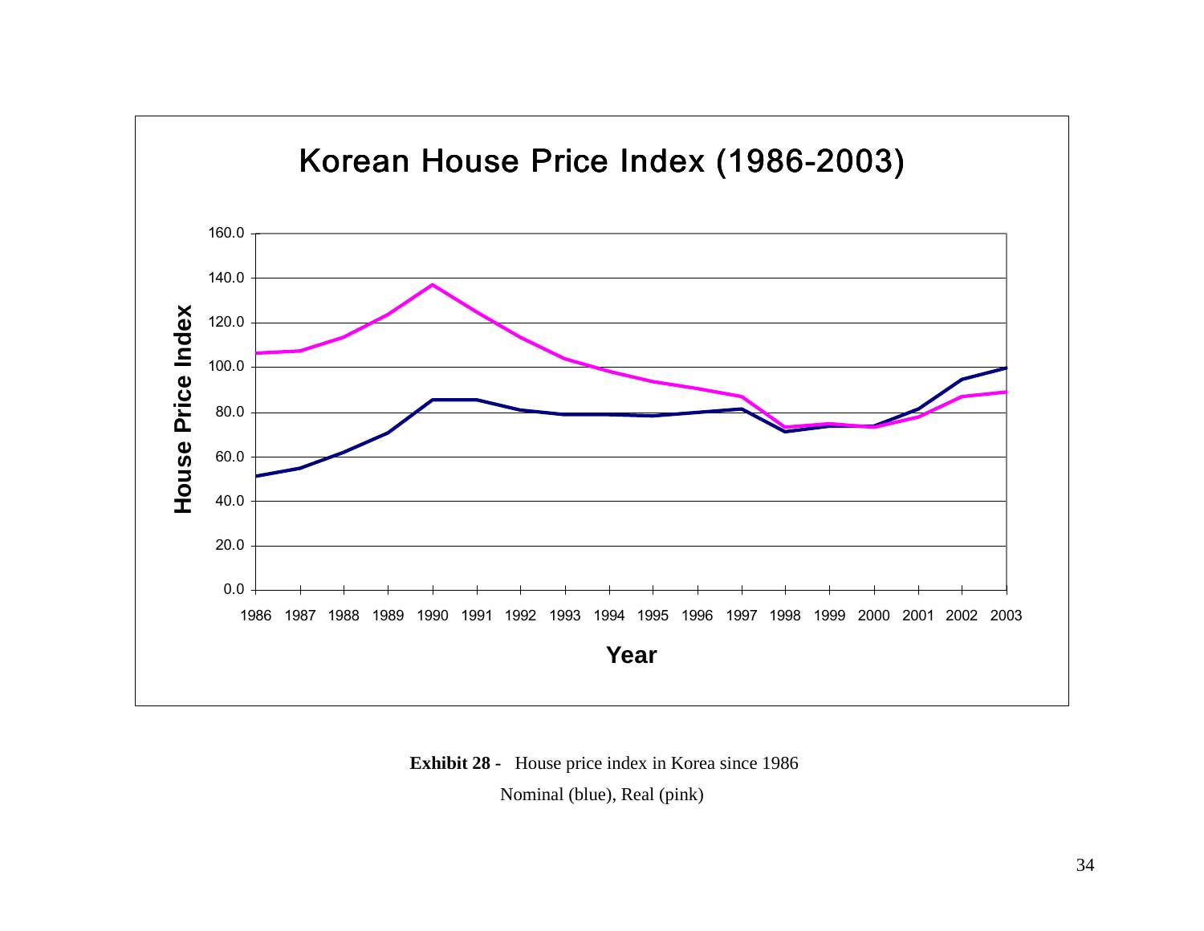**Korean House Price Index (1986-2003)**

**Exhibit 28 -** House price index in Korea since 1986

Nominal (blue), Real (pink)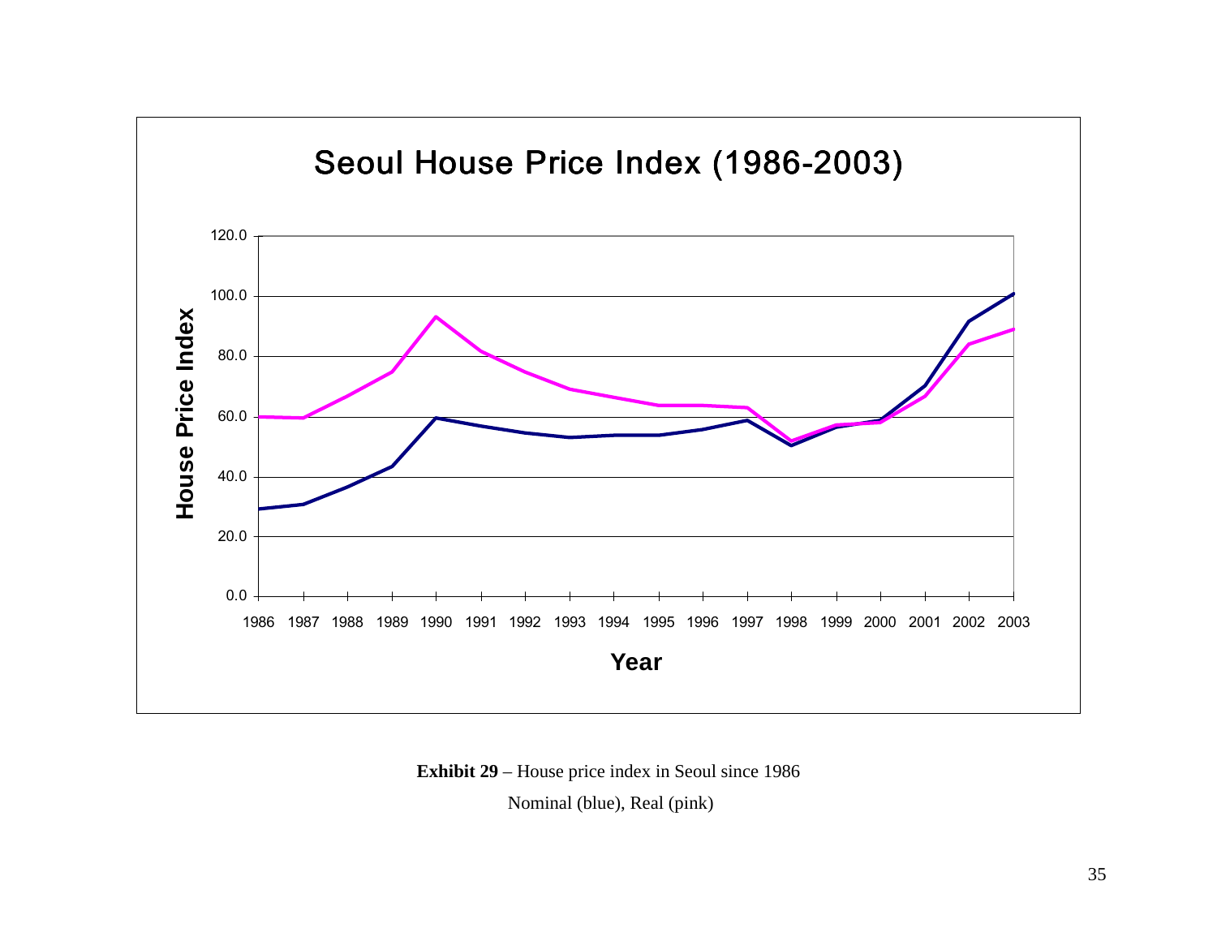**Exhibit 29** – House price index in Seoul since 1986

Nominal (blue), Real (pink)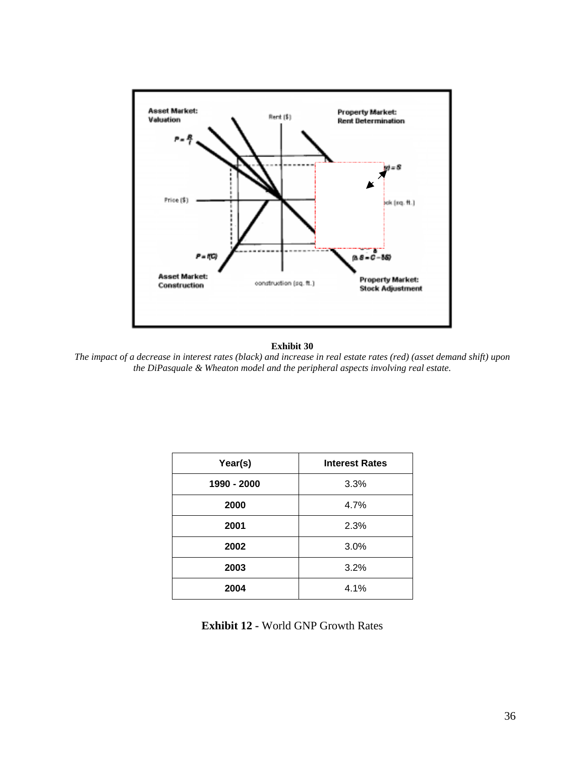**Exhibit 30**

*The impact of a decrease in interest rates (black) and increase in real estate rates (red) (asset demand shift) upon the DiPasquale & Wheaton model and the peripheral aspects involving real estate.*

| Year(s) | Interest Rates |
| --- | --- |
| 1990 - 2000 | 3.3% |
| 2000 | 4.7% |
| 2001 | 2.3% |
| 2002 | 3.0% |
| 2003 | 3.2% |
| 2004 | 4.1% |

**Exhibit 12 -** World GNP Growth Rates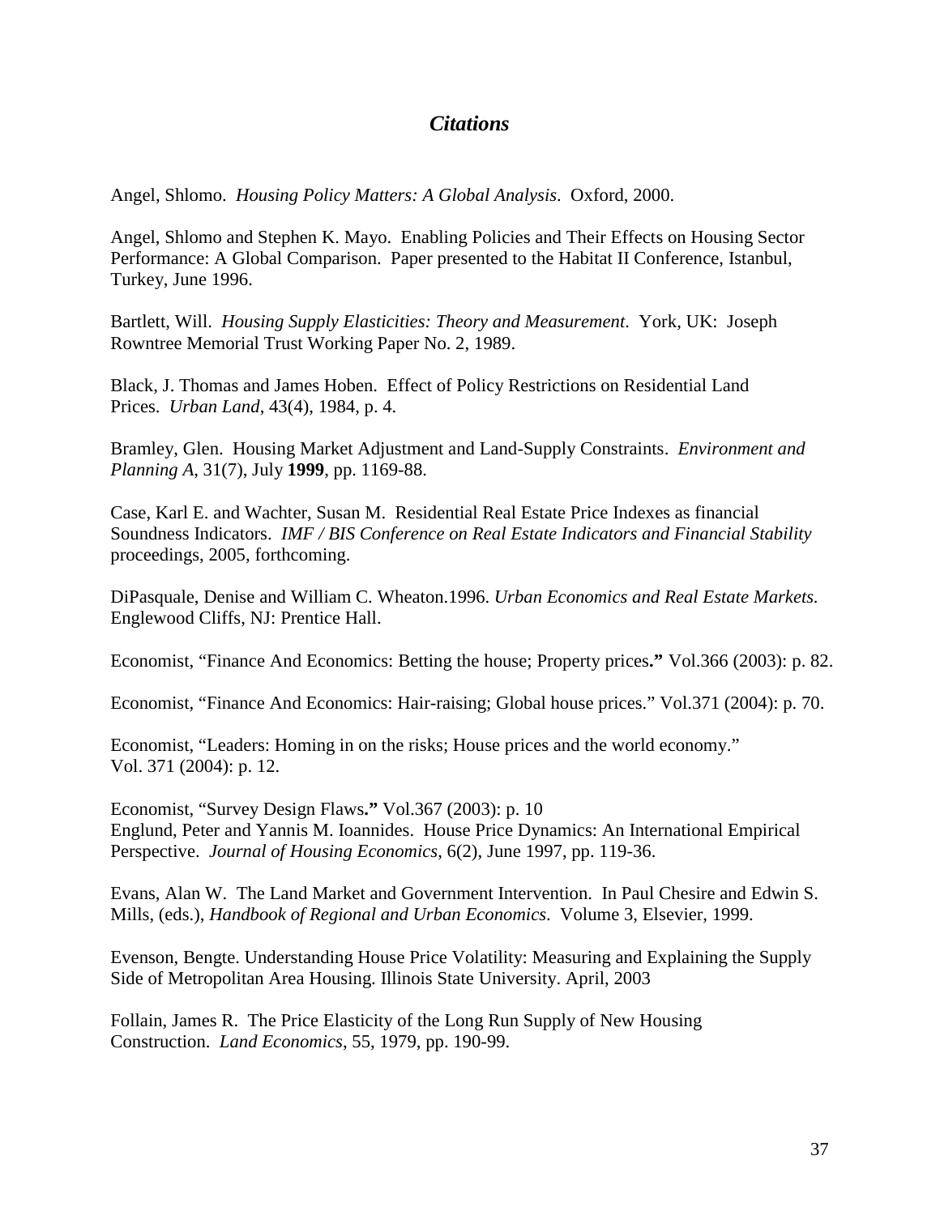## *Citations*

Angel, Shlomo. *Housing Policy Matters: A Global Analysis*. Oxford, 2000.

Angel, Shlomo and Stephen K. Mayo. Enabling Policies and Their Effects on Housing Sector Performance: A Global Comparison. Paper presented to the Habitat II Conference, Istanbul, Turkey, June 1996.

Bartlett, Will. *Housing Supply Elasticities: Theory and Measurement*. York, UK: Joseph Rowntree Memorial Trust Working Paper No. 2, 1989.

Black, J. Thomas and James Hoben. Effect of Policy Restrictions on Residential Land Prices. *Urban Land*, 43(4), 1984, p. 4.

Bramley, Glen. Housing Market Adjustment and Land-Supply Constraints. *Environment and Planning A*, 31(7), July **1999**, pp. 1169-88.

Case, Karl E. and Wachter, Susan M. Residential Real Estate Price Indexes as financial Soundness Indicators. *IMF / BIS Conference on Real Estate Indicators and Financial Stability* proceedings, 2005, forthcoming.

DiPasquale, Denise and William C. Wheaton.1996. *Urban Economics and Real Estate Markets.* Englewood Cliffs, NJ: Prentice Hall.

Economist, "Finance And Economics: Betting the house; Property prices**."** Vol.366 (2003): p. 82.

Economist, "Finance And Economics: Hair-raising; Global house prices." Vol.371 (2004): p. 70.

Economist, "Leaders: Homing in on the risks; House prices and the world economy." Vol. 371 (2004): p. 12.

Economist, "Survey Design Flaws**."** Vol.367 (2003): p. 10

Englund, Peter and Yannis M. Ioannides. House Price Dynamics: An International Empirical Perspective. *Journal of Housing Economics*, 6(2), June 1997, pp. 119-36.

Evans, Alan W. The Land Market and Government Intervention. In Paul Chesire and Edwin S. Mills, (eds.), *Handbook of Regional and Urban Economics*. Volume 3, Elsevier, 1999.

Evenson, Bengte. Understanding House Price Volatility: Measuring and Explaining the Supply Side of Metropolitan Area Housing. Illinois State University. April, 2003

Follain, James R. The Price Elasticity of the Long Run Supply of New Housing Construction. *Land Economics*, 55, 1979, pp. 190-99.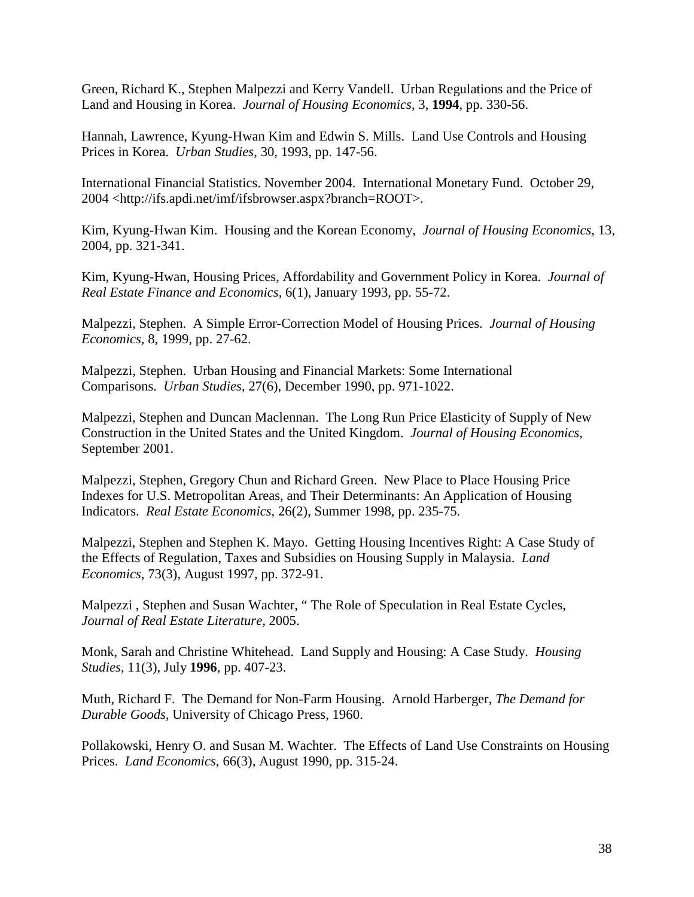Green, Richard K., Stephen Malpezzi and Kerry Vandell. Urban Regulations and the Price of Land and Housing in Korea. *Journal of Housing Economics*, 3, **1994**, pp. 330-56.

Hannah, Lawrence, Kyung-Hwan Kim and Edwin S. Mills. Land Use Controls and Housing Prices in Korea. *Urban Studies*, 30, 1993, pp. 147-56.

International Financial Statistics. November 2004. International Monetary Fund. October 29, 2004 <http://ifs.apdi.net/imf/ifsbrowser.aspx?branch=ROOT>.

Kim, Kyung-Hwan Kim. Housing and the Korean Economy, *Journal of Housing Economics*, 13, 2004, pp. 321-341.

Kim, Kyung-Hwan, Housing Prices, Affordability and Government Policy in Korea. *Journal of Real Estate Finance and Economics*, 6(1), January 1993, pp. 55-72.

Malpezzi, Stephen. A Simple Error-Correction Model of Housing Prices. *Journal of Housing Economics*, 8, 1999, pp. 27-62.

Malpezzi, Stephen. Urban Housing and Financial Markets: Some International Comparisons. *Urban Studies*, 27(6), December 1990, pp. 971-1022.

Malpezzi, Stephen and Duncan Maclennan. The Long Run Price Elasticity of Supply of New Construction in the United States and the United Kingdom. *Journal of Housing Economics*, September 2001.

Malpezzi, Stephen, Gregory Chun and Richard Green. New Place to Place Housing Price Indexes for U.S. Metropolitan Areas, and Their Determinants: An Application of Housing Indicators. *Real Estate Economics*, 26(2), Summer 1998, pp. 235-75.

Malpezzi, Stephen and Stephen K. Mayo. Getting Housing Incentives Right: A Case Study of the Effects of Regulation, Taxes and Subsidies on Housing Supply in Malaysia. *Land Economics*, 73(3), August 1997, pp. 372-91.

Malpezzi , Stephen and Susan Wachter, " The Role of Speculation in Real Estate Cycles, *Journal of Real Estate Literature*, 2005.

Monk, Sarah and Christine Whitehead. Land Supply and Housing: A Case Study. *Housing Studies*, 11(3), July **1996**, pp. 407-23.

Muth, Richard F. The Demand for Non-Farm Housing. Arnold Harberger, *The Demand for Durable Goods*, University of Chicago Press, 1960.

Pollakowski, Henry O. and Susan M. Wachter. The Effects of Land Use Constraints on Housing Prices. *Land Economics*, 66(3), August 1990, pp. 315-24.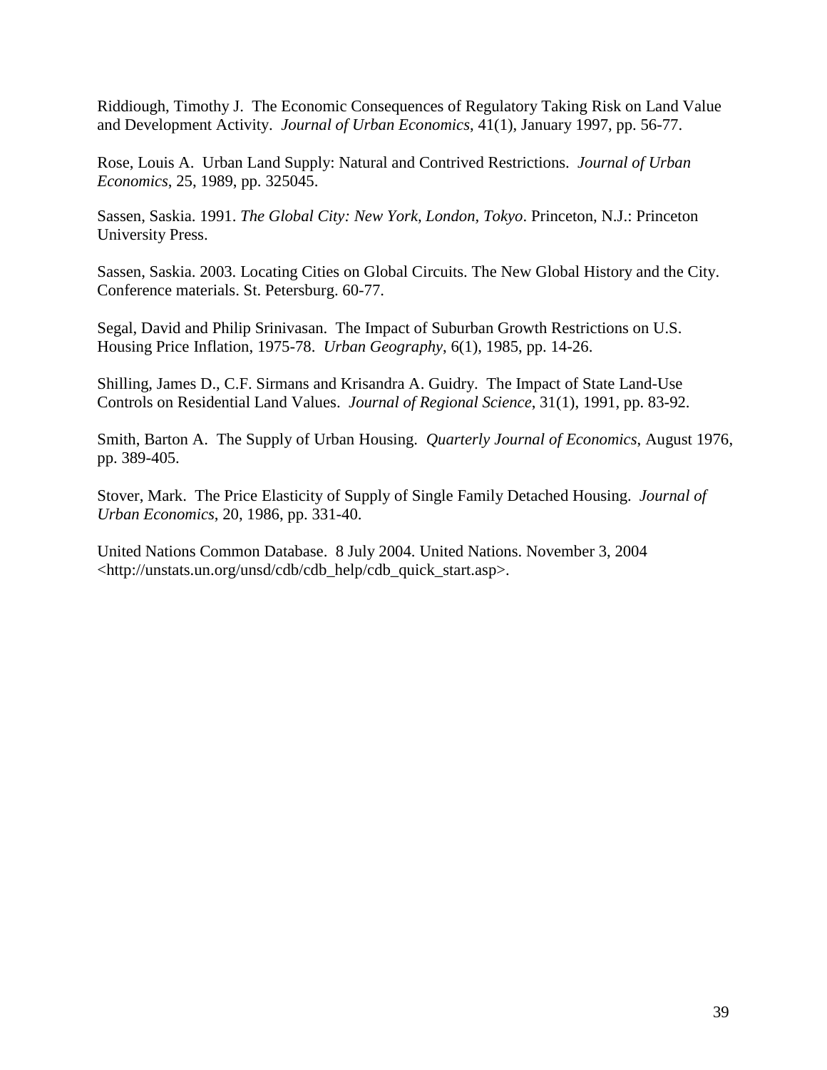Riddiough, Timothy J. The Economic Consequences of Regulatory Taking Risk on Land Value and Development Activity. *Journal of Urban Economics*, 41(1), January 1997, pp. 56-77.

Rose, Louis A. Urban Land Supply: Natural and Contrived Restrictions. *Journal of Urban Economics*, 25, 1989, pp. 325045.

Sassen, Saskia. 1991. *The Global City: New York, London, Tokyo*. Princeton, N.J.: Princeton University Press.

Sassen, Saskia. 2003. Locating Cities on Global Circuits. The New Global History and the City. Conference materials. St. Petersburg. 60-77.

Segal, David and Philip Srinivasan. The Impact of Suburban Growth Restrictions on U.S. Housing Price Inflation, 1975-78. *Urban Geography*, 6(1), 1985, pp. 14-26.

Shilling, James D., C.F. Sirmans and Krisandra A. Guidry. The Impact of State Land-Use Controls on Residential Land Values. *Journal of Regional Science*, 31(1), 1991, pp. 83-92.

Smith, Barton A. The Supply of Urban Housing. *Quarterly Journal of Economics*, August 1976, pp. 389-405.

Stover, Mark. The Price Elasticity of Supply of Single Family Detached Housing. *Journal of Urban Economics*, 20, 1986, pp. 331-40.

United Nations Common Database. 8 July 2004. United Nations. November 3, 2004 <http://unstats.un.org/unsd/cdb/cdb_help/cdb_quick_start.asp>.